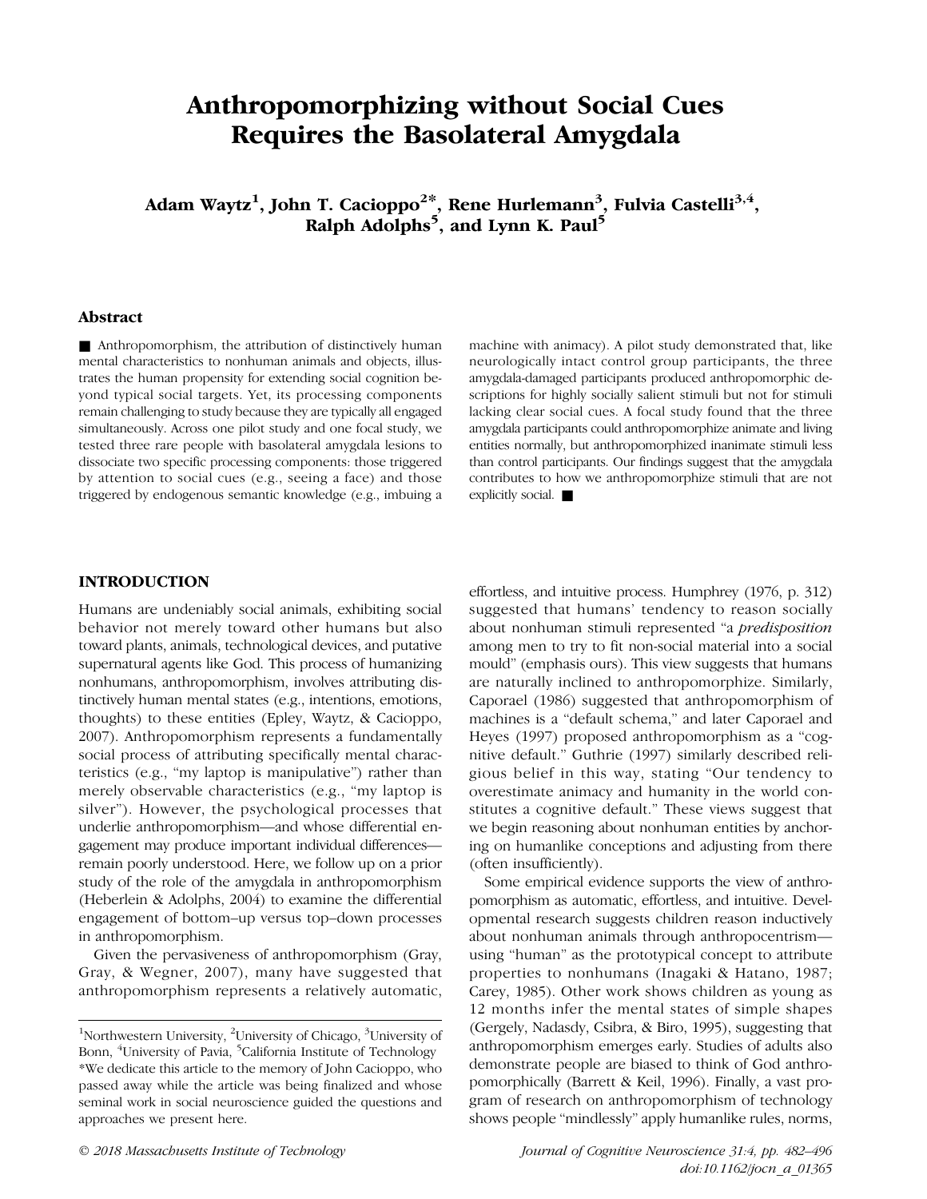# Anthropomorphizing without Social Cues Requires the Basolateral Amygdala

**Adam Waytz[1], John T. Cacioppo[2*], Rene Hurlemann[3], Fulvia Castelli[3,4], Ralph Adolphs[5], and Lynn K. Paul[5]**

## Abstract

■ Anthropomorphism, the attribution of distinctively human mental characteristics to nonhuman animals and objects, illustrates the human propensity for extending social cognition beyond typical social targets. Yet, its processing components remain challenging to study because they are typically all engaged simultaneously. Across one pilot study and one focal study, we tested three rare people with basolateral amygdala lesions to dissociate two specific processing components: those triggered by attention to social cues (e.g., seeing a face) and those triggered by endogenous semantic knowledge (e.g., imbuing a machine with animacy). A pilot study demonstrated that, like neurologically intact control group participants, the three amygdala-damaged participants produced anthropomorphic descriptions for highly socially salient stimuli but not for stimuli lacking clear social cues. A focal study found that the three amygdala participants could anthropomorphize animate and living entities normally, but anthropomorphized inanimate stimuli less than control participants. Our findings suggest that the amygdala contributes to how we anthropomorphize stimuli that are not explicitly social. ■

## INTRODUCTION

Humans are undeniably social animals, exhibiting social behavior not merely toward other humans but also toward plants, animals, technological devices, and putative supernatural agents like God. This process of humanizing nonhumans, anthropomorphism, involves attributing distinctively human mental states (e.g., intentions, emotions, thoughts) to these entities (Epley, Waytz, & Cacioppo, 2007). Anthropomorphism represents a fundamentally social process of attributing specifically mental characteristics (e.g., "my laptop is manipulative") rather than merely observable characteristics (e.g., "my laptop is silver"). However, the psychological processes that underlie anthropomorphism—and whose differential engagement may produce important individual differences—remain poorly understood. Here, we follow up on a prior study of the role of the amygdala in anthropomorphism (Heberlein & Adolphs, 2004) to examine the differential engagement of bottom–up versus top–down processes in anthropomorphism.

Given the pervasiveness of anthropomorphism (Gray, Gray, & Wegner, 2007), many have suggested that anthropomorphism represents a relatively automatic, effortless, and intuitive process. Humphrey (1976, p. 312) suggested that humans' tendency to reason socially about nonhuman stimuli represented "a *predisposition* among men to try to fit non-social material into a social mould" (emphasis ours). This view suggests that humans are naturally inclined to anthropomorphize. Similarly, Caporael (1986) suggested that anthropomorphism of machines is a "default schema," and later Caporael and Heyes (1997) proposed anthropomorphism as a "cognitive default." Guthrie (1997) similarly described religious belief in this way, stating "Our tendency to overestimate animacy and humanity in the world constitutes a cognitive default." These views suggest that we begin reasoning about nonhuman entities by anchoring on humanlike conceptions and adjusting from there (often insufficiently).

Some empirical evidence supports the view of anthropomorphism as automatic, effortless, and intuitive. Developmental research suggests children reason inductively about nonhuman animals through anthropocentrism—using "human" as the prototypical concept to attribute properties to nonhumans (Inagaki & Hatano, 1987; Carey, 1985). Other work shows children as young as 12 months infer the mental states of simple shapes (Gergely, Nadasdy, Csibra, & Biro, 1995), suggesting that anthropomorphism emerges early. Studies of adults also demonstrate people are biased to think of God anthropomorphically (Barrett & Keil, 1996). Finally, a vast program of research on anthropomorphism of technology shows people "mindlessly" apply humanlike rules, norms,

[1]Northwestern University, [2]University of Chicago, [3]University of Bonn, [4]University of Pavia, [5]California Institute of Technology

*We dedicate this article to the memory of John Cacioppo, who passed away while the article was being finalized and whose seminal work in social neuroscience guided the questions and approaches we present here.

© 2018 Massachusetts Institute of Technology

doi:10.1162/jocn_a_01365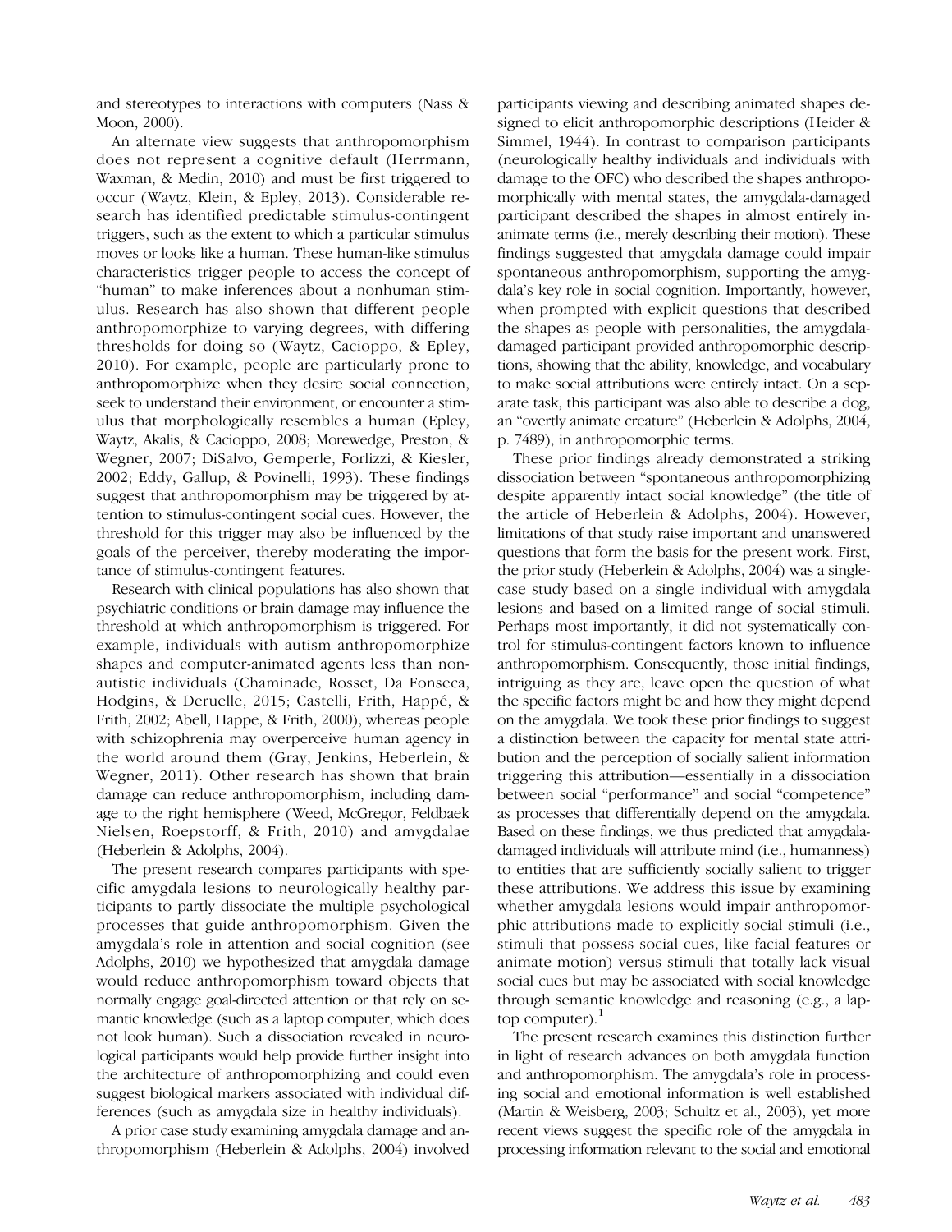and stereotypes to interactions with computers (Nass & Moon, 2000).

An alternate view suggests that anthropomorphism does not represent a cognitive default (Herrmann, Waxman, & Medin, 2010) and must be first triggered to occur (Waytz, Klein, & Epley, 2013). Considerable research has identified predictable stimulus-contingent triggers, such as the extent to which a particular stimulus moves or looks like a human. These human-like stimulus characteristics trigger people to access the concept of "human" to make inferences about a nonhuman stimulus. Research has also shown that different people anthropomorphize to varying degrees, with differing thresholds for doing so (Waytz, Cacioppo, & Epley, 2010). For example, people are particularly prone to anthropomorphize when they desire social connection, seek to understand their environment, or encounter a stimulus that morphologically resembles a human (Epley, Waytz, Akalis, & Cacioppo, 2008; Morewedge, Preston, & Wegner, 2007; DiSalvo, Gemperle, Forlizzi, & Kiesler, 2002; Eddy, Gallup, & Povinelli, 1993). These findings suggest that anthropomorphism may be triggered by attention to stimulus-contingent social cues. However, the threshold for this trigger may also be influenced by the goals of the perceiver, thereby moderating the importance of stimulus-contingent features.

Research with clinical populations has also shown that psychiatric conditions or brain damage may influence the threshold at which anthropomorphism is triggered. For example, individuals with autism anthropomorphize shapes and computer-animated agents less than non-autistic individuals (Chaminade, Rosset, Da Fonseca, Hodgins, & Deruelle, 2015; Castelli, Frith, Happé, & Frith, 2002; Abell, Happe, & Frith, 2000), whereas people with schizophrenia may overperceive human agency in the world around them (Gray, Jenkins, Heberlein, & Wegner, 2011). Other research has shown that brain damage can reduce anthropomorphism, including damage to the right hemisphere (Weed, McGregor, Feldbaek Nielsen, Roepstorff, & Frith, 2010) and amygdalae (Heberlein & Adolphs, 2004).

The present research compares participants with specific amygdala lesions to neurologically healthy participants to partly dissociate the multiple psychological processes that guide anthropomorphism. Given the amygdala's role in attention and social cognition (see Adolphs, 2010) we hypothesized that amygdala damage would reduce anthropomorphism toward objects that normally engage goal-directed attention or that rely on semantic knowledge (such as a laptop computer, which does not look human). Such a dissociation revealed in neurological participants would help provide further insight into the architecture of anthropomorphizing and could even suggest biological markers associated with individual differences (such as amygdala size in healthy individuals).

A prior case study examining amygdala damage and anthropomorphism (Heberlein & Adolphs, 2004) involved participants viewing and describing animated shapes designed to elicit anthropomorphic descriptions (Heider & Simmel, 1944). In contrast to comparison participants (neurologically healthy individuals and individuals with damage to the OFC) who described the shapes anthropomorphically with mental states, the amygdala-damaged participant described the shapes in almost entirely inanimate terms (i.e., merely describing their motion). These findings suggested that amygdala damage could impair spontaneous anthropomorphism, supporting the amygdala's key role in social cognition. Importantly, however, when prompted with explicit questions that described the shapes as people with personalities, the amygdala-damaged participant provided anthropomorphic descriptions, showing that the ability, knowledge, and vocabulary to make social attributions were entirely intact. On a separate task, this participant was also able to describe a dog, an "overtly animate creature" (Heberlein & Adolphs, 2004, p. 7489), in anthropomorphic terms.

These prior findings already demonstrated a striking dissociation between "spontaneous anthropomorphizing despite apparently intact social knowledge" (the title of the article of Heberlein & Adolphs, 2004). However, limitations of that study raise important and unanswered questions that form the basis for the present work. First, the prior study (Heberlein & Adolphs, 2004) was a single-case study based on a single individual with amygdala lesions and based on a limited range of social stimuli. Perhaps most importantly, it did not systematically control for stimulus-contingent factors known to influence anthropomorphism. Consequently, those initial findings, intriguing as they are, leave open the question of what the specific factors might be and how they might depend on the amygdala. We took these prior findings to suggest a distinction between the capacity for mental state attribution and the perception of socially salient information triggering this attribution—essentially in a dissociation between social "performance" and social "competence" as processes that differentially depend on the amygdala. Based on these findings, we thus predicted that amygdala-damaged individuals will attribute mind (i.e., humanness) to entities that are sufficiently socially salient to trigger these attributions. We address this issue by examining whether amygdala lesions would impair anthropomorphic attributions made to explicitly social stimuli (i.e., stimuli that possess social cues, like facial features or animate motion) versus stimuli that totally lack visual social cues but may be associated with social knowledge through semantic knowledge and reasoning (e.g., a laptop computer).[1]

The present research examines this distinction further in light of research advances on both amygdala function and anthropomorphism. The amygdala's role in processing social and emotional information is well established (Martin & Weisberg, 2003; Schultz et al., 2003), yet more recent views suggest the specific role of the amygdala in processing information relevant to the social and emotional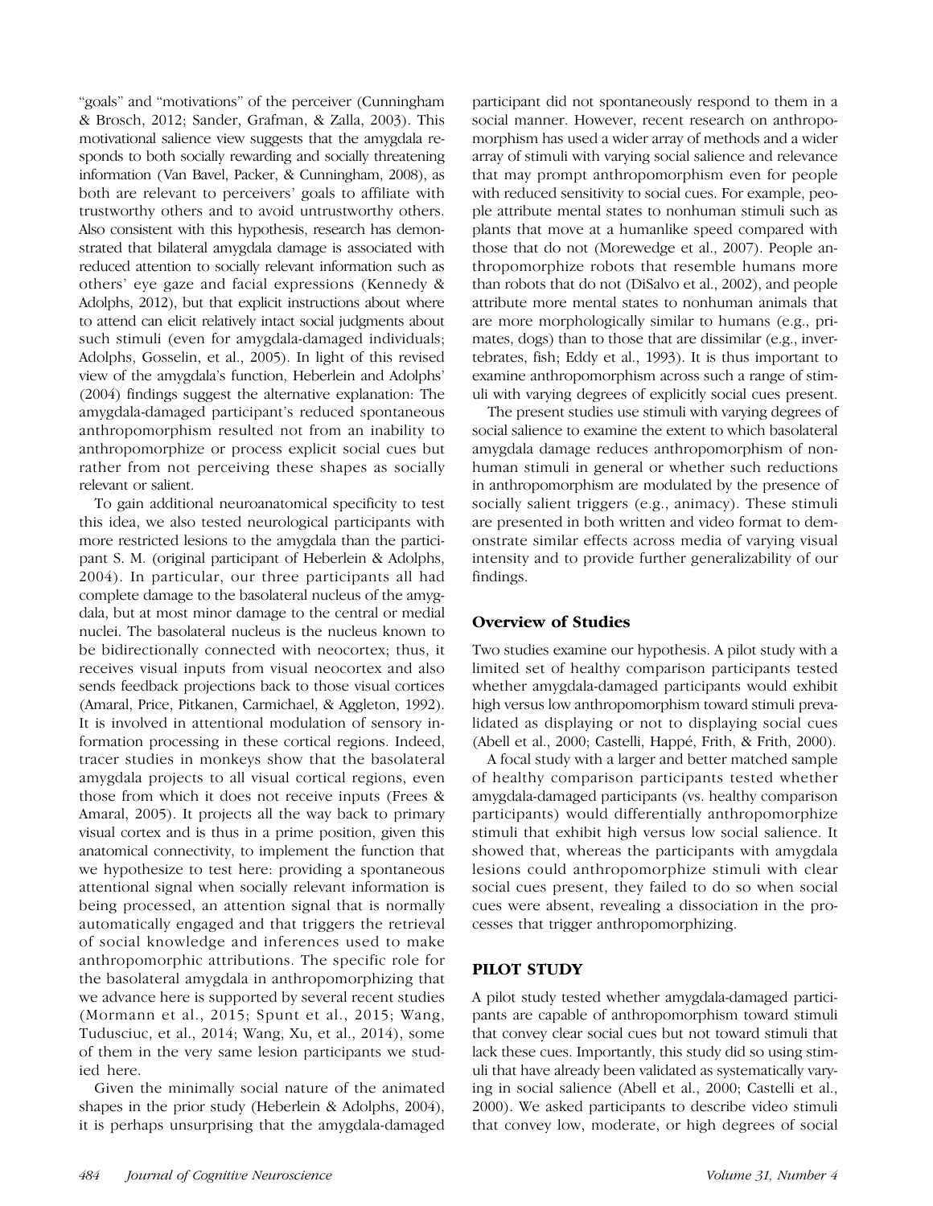"goals" and "motivations" of the perceiver (Cunningham & Brosch, 2012; Sander, Grafman, & Zalla, 2003). This motivational salience view suggests that the amygdala responds to both socially rewarding and socially threatening information (Van Bavel, Packer, & Cunningham, 2008), as both are relevant to perceivers' goals to affiliate with trustworthy others and to avoid untrustworthy others. Also consistent with this hypothesis, research has demonstrated that bilateral amygdala damage is associated with reduced attention to socially relevant information such as others' eye gaze and facial expressions (Kennedy & Adolphs, 2012), but that explicit instructions about where to attend can elicit relatively intact social judgments about such stimuli (even for amygdala-damaged individuals; Adolphs, Gosselin, et al., 2005). In light of this revised view of the amygdala's function, Heberlein and Adolphs' (2004) findings suggest the alternative explanation: The amygdala-damaged participant's reduced spontaneous anthropomorphism resulted not from an inability to anthropomorphize or process explicit social cues but rather from not perceiving these shapes as socially relevant or salient.

To gain additional neuroanatomical specificity to test this idea, we also tested neurological participants with more restricted lesions to the amygdala than the participant S. M. (original participant of Heberlein & Adolphs, 2004). In particular, our three participants all had complete damage to the basolateral nucleus of the amygdala, but at most minor damage to the central or medial nuclei. The basolateral nucleus is the nucleus known to be bidirectionally connected with neocortex; thus, it receives visual inputs from visual neocortex and also sends feedback projections back to those visual cortices (Amaral, Price, Pitkanen, Carmichael, & Aggleton, 1992). It is involved in attentional modulation of sensory information processing in these cortical regions. Indeed, tracer studies in monkeys show that the basolateral amygdala projects to all visual cortical regions, even those from which it does not receive inputs (Frees & Amaral, 2005). It projects all the way back to primary visual cortex and is thus in a prime position, given this anatomical connectivity, to implement the function that we hypothesize to test here: providing a spontaneous attentional signal when socially relevant information is being processed, an attention signal that is normally automatically engaged and that triggers the retrieval of social knowledge and inferences used to make anthropomorphic attributions. The specific role for the basolateral amygdala in anthropomorphizing that we advance here is supported by several recent studies (Mormann et al., 2015; Spunt et al., 2015; Wang, Tudusciuc, et al., 2014; Wang, Xu, et al., 2014), some of them in the very same lesion participants we studied here.

Given the minimally social nature of the animated shapes in the prior study (Heberlein & Adolphs, 2004), it is perhaps unsurprising that the amygdala-damaged participant did not spontaneously respond to them in a social manner. However, recent research on anthropomorphism has used a wider array of methods and a wider array of stimuli with varying social salience and relevance that may prompt anthropomorphism even for people with reduced sensitivity to social cues. For example, people attribute mental states to nonhuman stimuli such as plants that move at a humanlike speed compared with those that do not (Morewedge et al., 2007). People anthropomorphize robots that resemble humans more than robots that do not (DiSalvo et al., 2002), and people attribute more mental states to nonhuman animals that are more morphologically similar to humans (e.g., primates, dogs) than to those that are dissimilar (e.g., invertebrates, fish; Eddy et al., 1993). It is thus important to examine anthropomorphism across such a range of stimuli with varying degrees of explicitly social cues present.

The present studies use stimuli with varying degrees of social salience to examine the extent to which basolateral amygdala damage reduces anthropomorphism of nonhuman stimuli in general or whether such reductions in anthropomorphism are modulated by the presence of socially salient triggers (e.g., animacy). These stimuli are presented in both written and video format to demonstrate similar effects across media of varying visual intensity and to provide further generalizability of our findings.

## Overview of Studies

Two studies examine our hypothesis. A pilot study with a limited set of healthy comparison participants tested whether amygdala-damaged participants would exhibit high versus low anthropomorphism toward stimuli prevalidated as displaying or not to displaying social cues (Abell et al., 2000; Castelli, Happé, Frith, & Frith, 2000).

A focal study with a larger and better matched sample of healthy comparison participants tested whether amygdala-damaged participants (vs. healthy comparison participants) would differentially anthropomorphize stimuli that exhibit high versus low social salience. It showed that, whereas the participants with amygdala lesions could anthropomorphize stimuli with clear social cues present, they failed to do so when social cues were absent, revealing a dissociation in the processes that trigger anthropomorphizing.

## PILOT STUDY

A pilot study tested whether amygdala-damaged participants are capable of anthropomorphism toward stimuli that convey clear social cues but not toward stimuli that lack these cues. Importantly, this study did so using stimuli that have already been validated as systematically varying in social salience (Abell et al., 2000; Castelli et al., 2000). We asked participants to describe video stimuli that convey low, moderate, or high degrees of social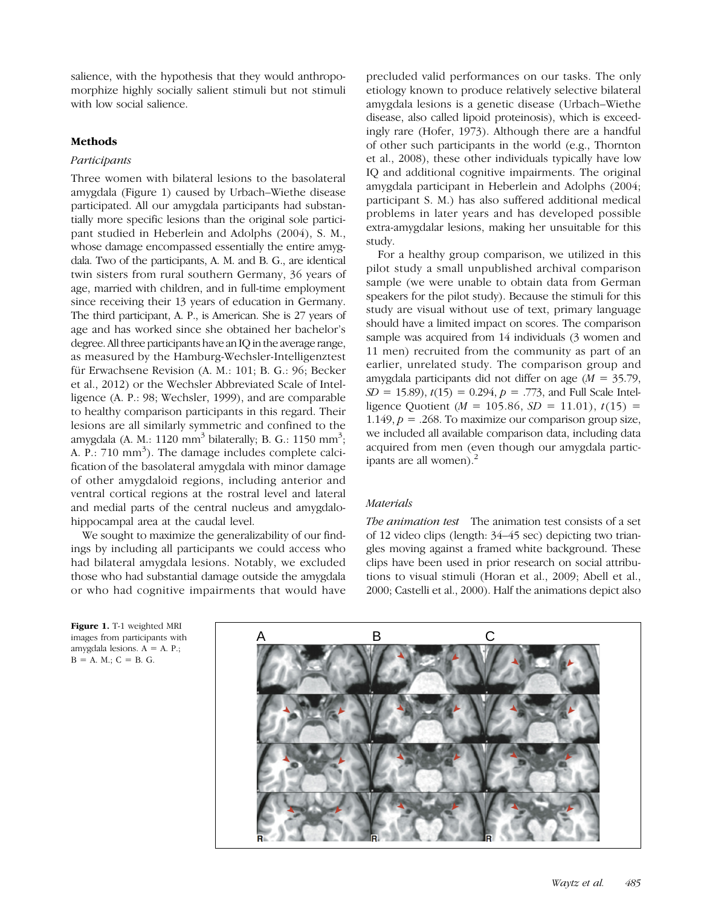salience, with the hypothesis that they would anthropomorphize highly socially salient stimuli but not stimuli with low social salience.

## Methods

### *Participants*

Three women with bilateral lesions to the basolateral amygdala (Figure 1) caused by Urbach–Wiethe disease participated. All our amygdala participants had substantially more specific lesions than the original sole participant studied in Heberlein and Adolphs (2004), S. M., whose damage encompassed essentially the entire amygdala. Two of the participants, A. M. and B. G., are identical twin sisters from rural southern Germany, 36 years of age, married with children, and in full-time employment since receiving their 13 years of education in Germany. The third participant, A. P., is American. She is 27 years of age and has worked since she obtained her bachelor's degree. All three participants have an IQ in the average range, as measured by the Hamburg-Wechsler-Intelligenztest für Erwachsene Revision (A. M.: 101; B. G.: 96; Becker et al., 2012) or the Wechsler Abbreviated Scale of Intelligence (A. P.: 98; Wechsler, 1999), and are comparable to healthy comparison participants in this regard. Their lesions are all similarly symmetric and confined to the amygdala (A. M.: 1120 mm$^3$ bilaterally; B. G.: 1150 mm$^3$; A. P.: 710 mm$^3$). The damage includes complete calcification of the basolateral amygdala with minor damage of other amygdaloid regions, including anterior and ventral cortical regions at the rostral level and lateral and medial parts of the central nucleus and amygdalohippocampal area at the caudal level.

We sought to maximize the generalizability of our findings by including all participants we could access who had bilateral amygdala lesions. Notably, we excluded those who had substantial damage outside the amygdala or who had cognitive impairments that would have precluded valid performances on our tasks. The only etiology known to produce relatively selective bilateral amygdala lesions is a genetic disease (Urbach–Wiethe disease, also called lipoid proteinosis), which is exceedingly rare (Hofer, 1973). Although there are a handful of other such participants in the world (e.g., Thornton et al., 2008), these other individuals typically have low IQ and additional cognitive impairments. The original amygdala participant in Heberlein and Adolphs (2004; participant S. M.) has also suffered additional medical problems in later years and has developed possible extra-amygdalar lesions, making her unsuitable for this study.

For a healthy group comparison, we utilized in this pilot study a small unpublished archival comparison sample (we were unable to obtain data from German speakers for the pilot study). Because the stimuli for this study are visual without use of text, primary language should have a limited impact on scores. The comparison sample was acquired from 14 individuals (3 women and 11 men) recruited from the community as part of an earlier, unrelated study. The comparison group and amygdala participants did not differ on age ($M$ = 35.79, $SD$ = 15.89), $t(15) = 0.294$, $p = .773$, and Full Scale Intelligence Quotient ($M$ = 105.86, $SD$ = 11.01), $t(15) = 1.149$, $p = .268$. To maximize our comparison group size, we included all available comparison data, including data acquired from men (even though our amygdala participants are all women).[2]

### *Materials*

*The animation test* The animation test consists of a set of 12 video clips (length: 34–45 sec) depicting two triangles moving against a framed white background. These clips have been used in prior research on social attributions to visual stimuli (Horan et al., 2009; Abell et al., 2000; Castelli et al., 2000). Half the animations depict also

**Figure 1.** T-1 weighted MRI images from participants with amygdala lesions. A = A. P.; B = A. M.; C = B. G.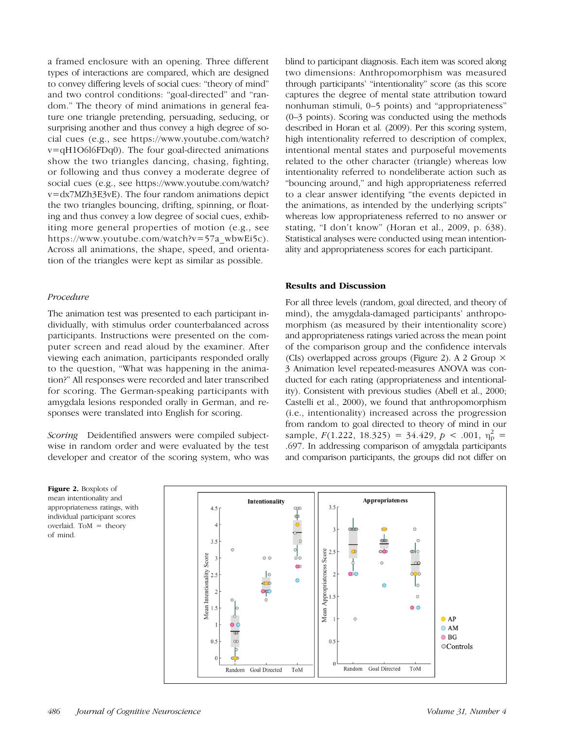a framed enclosure with an opening. Three different types of interactions are compared, which are designed to convey differing levels of social cues: "theory of mind" and two control conditions: "goal-directed" and "random." The theory of mind animations in general feature one triangle pretending, persuading, seducing, or surprising another and thus convey a high degree of social cues (e.g., see https://www.youtube.com/watch?v=qH1O6l6FDq0). The four goal-directed animations show the two triangles dancing, chasing, fighting, or following and thus convey a moderate degree of social cues (e.g., see https://www.youtube.com/watch?v=dx7MZh3E3vE). The four random animations depict the two triangles bouncing, drifting, spinning, or floating and thus convey a low degree of social cues, exhibiting more general properties of motion (e.g., see https://www.youtube.com/watch?v=57a_wbwEi5c). Across all animations, the shape, speed, and orientation of the triangles were kept as similar as possible.

### *Procedure*

The animation test was presented to each participant individually, with stimulus order counterbalanced across participants. Instructions were presented on the computer screen and read aloud by the examiner. After viewing each animation, participants responded orally to the question, "What was happening in the animation?" All responses were recorded and later transcribed for scoring. The German-speaking participants with amygdala lesions responded orally in German, and responses were translated into English for scoring.

*Scoring* Deidentified answers were compiled subject-wise in random order and were evaluated by the test developer and creator of the scoring system, who was blind to participant diagnosis. Each item was scored along two dimensions: Anthropomorphism was measured through participants' "intentionality" score (as this score captures the degree of mental state attribution toward nonhuman stimuli, 0–5 points) and "appropriateness" (0–3 points). Scoring was conducted using the methods described in Horan et al. (2009). Per this scoring system, high intentionality referred to description of complex, intentional mental states and purposeful movements related to the other character (triangle) whereas low intentionality referred to nondeliberate action such as "bouncing around," and high appropriateness referred to a clear answer identifying "the events depicted in the animations, as intended by the underlying scripts" whereas low appropriateness referred to no answer or stating, "I don't know" (Horan et al., 2009, p. 638). Statistical analyses were conducted using mean intentionality and appropriateness scores for each participant.

## Results and Discussion

For all three levels (random, goal directed, and theory of mind), the amygdala-damaged participants' anthropomorphism (as measured by their intentionality score) and appropriateness ratings varied across the mean point of the comparison group and the confidence intervals (CIs) overlapped across groups (Figure 2). A 2 Group × 3 Animation level repeated-measures ANOVA was conducted for each rating (appropriateness and intentionality). Consistent with previous studies (Abell et al., 2000; Castelli et al., 2000), we found that anthropomorphism (i.e., intentionality) increased across the progression from random to goal directed to theory of mind in our sample, $F(1.222, 18.325) = 34.429$, $p < .001$, $\eta_p^2 = .697$. In addressing comparison of amygdala participants and comparison participants, the groups did not differ on

**Figure 2.** Boxplots of mean intentionality and appropriateness ratings, with individual participant scores overlaid. ToM = theory of mind.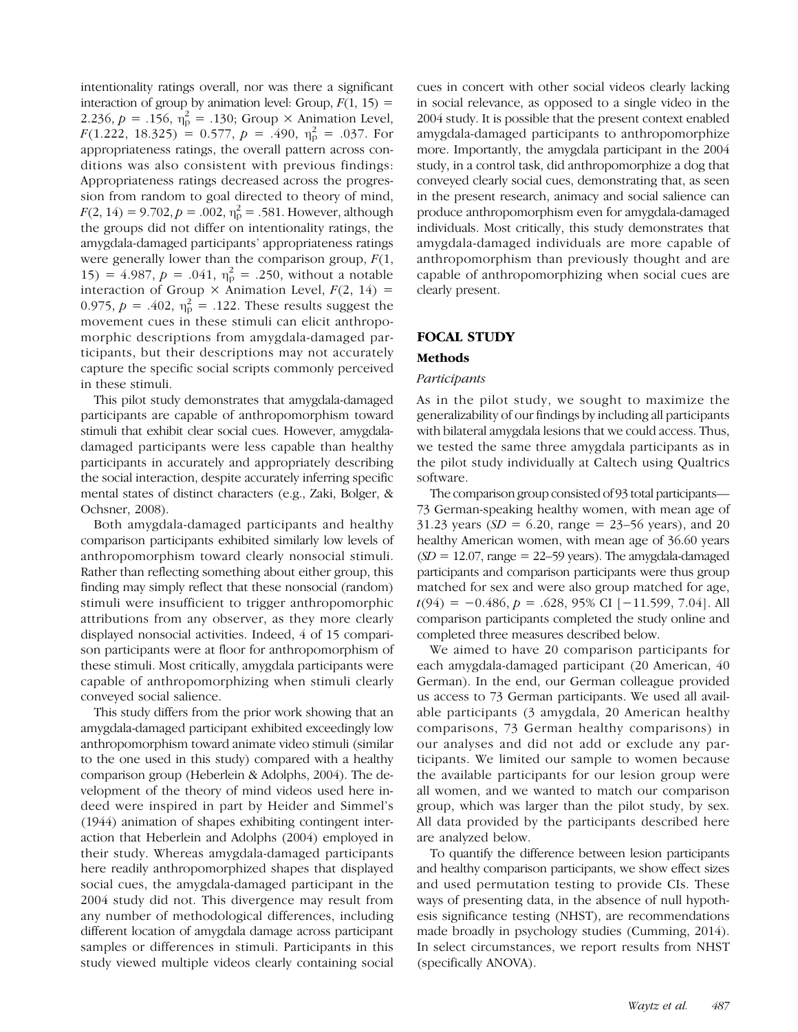intentionality ratings overall, nor was there a significant interaction of group by animation level: Group, $F(1, 15) = 2.236$, $p = .156$, $\eta_p^2 = .130$; Group × Animation Level, $F(1.222, 18.325) = 0.577$, $p = .490$, $\eta_p^2 = .037$. For appropriateness ratings, the overall pattern across conditions was also consistent with previous findings: Appropriateness ratings decreased across the progression from random to goal directed to theory of mind, $F(2, 14) = 9.702$, $p = .002$, $\eta_p^2 = .581$. However, although the groups did not differ on intentionality ratings, the amygdala-damaged participants' appropriateness ratings were generally lower than the comparison group, $F(1, 15) = 4.987$, $p = .041$, $\eta_p^2 = .250$, without a notable interaction of Group × Animation Level, $F(2, 14) = 0.975$, $p = .402$, $\eta_p^2 = .122$. These results suggest the movement cues in these stimuli can elicit anthropomorphic descriptions from amygdala-damaged participants, but their descriptions may not accurately capture the specific social scripts commonly perceived in these stimuli.

This pilot study demonstrates that amygdala-damaged participants are capable of anthropomorphism toward stimuli that exhibit clear social cues. However, amygdala-damaged participants were less capable than healthy participants in accurately and appropriately describing the social interaction, despite accurately inferring specific mental states of distinct characters (e.g., Zaki, Bolger, & Ochsner, 2008).

Both amygdala-damaged participants and healthy comparison participants exhibited similarly low levels of anthropomorphism toward clearly nonsocial stimuli. Rather than reflecting something about either group, this finding may simply reflect that these nonsocial (random) stimuli were insufficient to trigger anthropomorphic attributions from any observer, as they more clearly displayed nonsocial activities. Indeed, 4 of 15 comparison participants were at floor for anthropomorphism of these stimuli. Most critically, amygdala participants were capable of anthropomorphizing when stimuli clearly conveyed social salience.

This study differs from the prior work showing that an amygdala-damaged participant exhibited exceedingly low anthropomorphism toward animate video stimuli (similar to the one used in this study) compared with a healthy comparison group (Heberlein & Adolphs, 2004). The development of the theory of mind videos used here indeed were inspired in part by Heider and Simmel's (1944) animation of shapes exhibiting contingent interaction that Heberlein and Adolphs (2004) employed in their study. Whereas amygdala-damaged participants here readily anthropomorphized shapes that displayed social cues, the amygdala-damaged participant in the 2004 study did not. This divergence may result from any number of methodological differences, including different location of amygdala damage across participant samples or differences in stimuli. Participants in this study viewed multiple videos clearly containing social cues in concert with other social videos clearly lacking in social relevance, as opposed to a single video in the 2004 study. It is possible that the present context enabled amygdala-damaged participants to anthropomorphize more. Importantly, the amygdala participant in the 2004 study, in a control task, did anthropomorphize a dog that conveyed clearly social cues, demonstrating that, as seen in the present research, animacy and social salience can produce anthropomorphism even for amygdala-damaged individuals. Most critically, this study demonstrates that amygdala-damaged individuals are more capable of anthropomorphism than previously thought and are capable of anthropomorphizing when social cues are clearly present.

## FOCAL STUDY

### Methods

#### *Participants*

As in the pilot study, we sought to maximize the generalizability of our findings by including all participants with bilateral amygdala lesions that we could access. Thus, we tested the same three amygdala participants as in the pilot study individually at Caltech using Qualtrics software.

The comparison group consisted of 93 total participants—73 German-speaking healthy women, with mean age of 31.23 years (*SD* = 6.20, range = 23–56 years), and 20 healthy American women, with mean age of 36.60 years (*SD* = 12.07, range = 22–59 years). The amygdala-damaged participants and comparison participants were thus group matched for sex and were also group matched for age, $t(94) = -0.486$, $p = .628$, 95% CI [−11.599, 7.04]. All comparison participants completed the study online and completed three measures described below.

We aimed to have 20 comparison participants for each amygdala-damaged participant (20 American, 40 German). In the end, our German colleague provided us access to 73 German participants. We used all available participants (3 amygdala, 20 American healthy comparisons, 73 German healthy comparisons) in our analyses and did not add or exclude any participants. We limited our sample to women because the available participants for our lesion group were all women, and we wanted to match our comparison group, which was larger than the pilot study, by sex. All data provided by the participants described here are analyzed below.

To quantify the difference between lesion participants and healthy comparison participants, we show effect sizes and used permutation testing to provide CIs. These ways of presenting data, in the absence of null hypothesis significance testing (NHST), are recommendations made broadly in psychology studies (Cumming, 2014). In select circumstances, we report results from NHST (specifically ANOVA).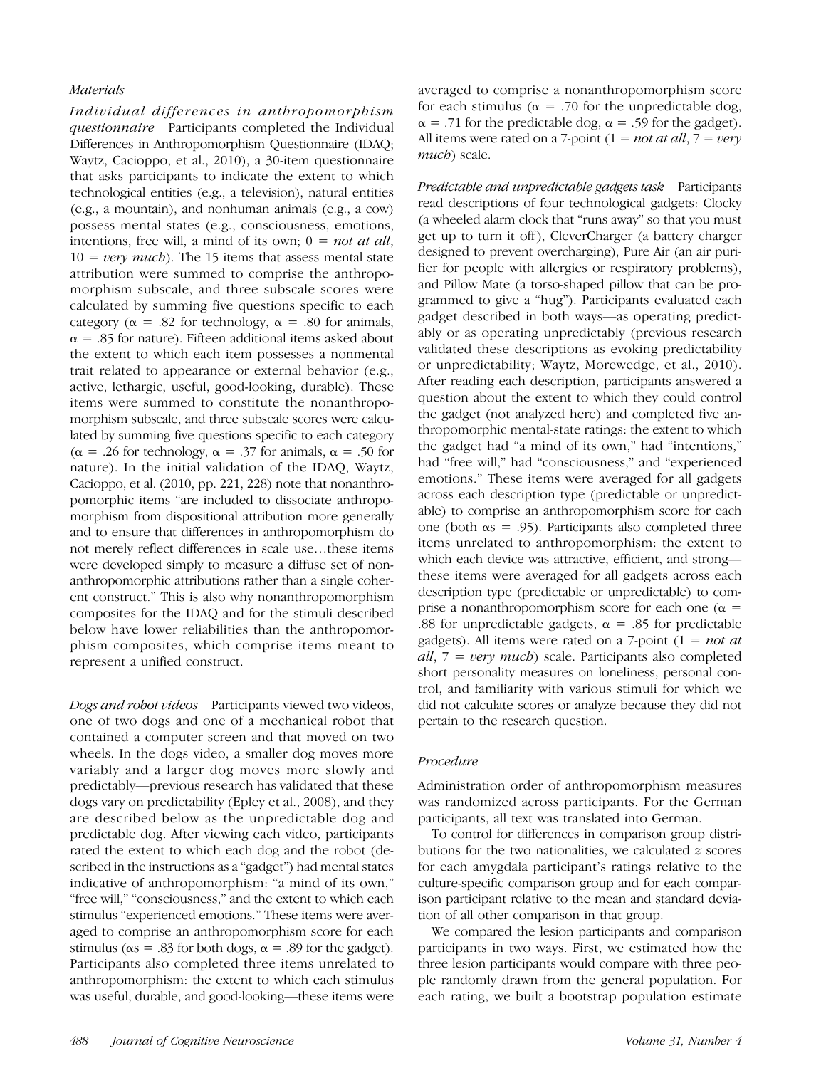### Materials

*Individual differences in anthropomorphism questionnaire* Participants completed the Individual Differences in Anthropomorphism Questionnaire (IDAQ; Waytz, Cacioppo, et al., 2010), a 30-item questionnaire that asks participants to indicate the extent to which technological entities (e.g., a television), natural entities (e.g., a mountain), and nonhuman animals (e.g., a cow) possess mental states (e.g., consciousness, emotions, intentions, free will, a mind of its own; 0 = *not at all*, 10 = *very much*). The 15 items that assess mental state attribution were summed to comprise the anthropomorphism subscale, and three subscale scores were calculated by summing five questions specific to each category ($\alpha$ = .82 for technology, $\alpha$ = .80 for animals, $\alpha$ = .85 for nature). Fifteen additional items asked about the extent to which each item possesses a nonmental trait related to appearance or external behavior (e.g., active, lethargic, useful, good-looking, durable). These items were summed to constitute the nonanthropomorphism subscale, and three subscale scores were calculated by summing five questions specific to each category ($\alpha$ = .26 for technology, $\alpha$ = .37 for animals, $\alpha$ = .50 for nature). In the initial validation of the IDAQ, Waytz, Cacioppo, et al. (2010, pp. 221, 228) note that nonanthropomorphic items "are included to dissociate anthropomorphism from dispositional attribution more generally and to ensure that differences in anthropomorphism do not merely reflect differences in scale use…these items were developed simply to measure a diffuse set of nonanthropomorphic attributions rather than a single coherent construct." This is also why nonanthropomorphism composites for the IDAQ and for the stimuli described below have lower reliabilities than the anthropomorphism composites, which comprise items meant to represent a unified construct.

*Dogs and robot videos* Participants viewed two videos, one of two dogs and one of a mechanical robot that contained a computer screen and that moved on two wheels. In the dogs video, a smaller dog moves more variably and a larger dog moves more slowly and predictably—previous research has validated that these dogs vary on predictability (Epley et al., 2008), and they are described below as the unpredictable dog and predictable dog. After viewing each video, participants rated the extent to which each dog and the robot (described in the instructions as a "gadget") had mental states indicative of anthropomorphism: "a mind of its own," "free will," "consciousness," and the extent to which each stimulus "experienced emotions." These items were averaged to comprise an anthropomorphism score for each stimulus ($\alpha$s = .83 for both dogs, $\alpha$ = .89 for the gadget). Participants also completed three items unrelated to anthropomorphism: the extent to which each stimulus was useful, durable, and good-looking—these items were averaged to comprise a nonanthropomorphism score for each stimulus ($\alpha$ = .70 for the unpredictable dog, $\alpha$ = .71 for the predictable dog, $\alpha$ = .59 for the gadget). All items were rated on a 7-point (1 = *not at all*, 7 = *very much*) scale.

*Predictable and unpredictable gadgets task* Participants read descriptions of four technological gadgets: Clocky (a wheeled alarm clock that "runs away" so that you must get up to turn it off), CleverCharger (a battery charger designed to prevent overcharging), Pure Air (an air purifier for people with allergies or respiratory problems), and Pillow Mate (a torso-shaped pillow that can be programmed to give a "hug"). Participants evaluated each gadget described in both ways—as operating predictably or as operating unpredictably (previous research validated these descriptions as evoking predictability or unpredictability; Waytz, Morewedge, et al., 2010). After reading each description, participants answered a question about the extent to which they could control the gadget (not analyzed here) and completed five anthropomorphic mental-state ratings: the extent to which the gadget had "a mind of its own," had "intentions," had "free will," had "consciousness," and "experienced emotions." These items were averaged for all gadgets across each description type (predictable or unpredictable) to comprise an anthropomorphism score for each one (both $\alpha$s = .95). Participants also completed three items unrelated to anthropomorphism: the extent to which each device was attractive, efficient, and strong—these items were averaged for all gadgets across each description type (predictable or unpredictable) to comprise a nonanthropomorphism score for each one ($\alpha$ = .88 for unpredictable gadgets, $\alpha$ = .85 for predictable gadgets). All items were rated on a 7-point (1 = *not at all*, 7 = *very much*) scale. Participants also completed short personality measures on loneliness, personal control, and familiarity with various stimuli for which we did not calculate scores or analyze because they did not pertain to the research question.

### Procedure

Administration order of anthropomorphism measures was randomized across participants. For the German participants, all text was translated into German.

To control for differences in comparison group distributions for the two nationalities, we calculated $z$ scores for each amygdala participant's ratings relative to the culture-specific comparison group and for each comparison participant relative to the mean and standard deviation of all other comparison in that group.

We compared the lesion participants and comparison participants in two ways. First, we estimated how the three lesion participants would compare with three people randomly drawn from the general population. For each rating, we built a bootstrap population estimate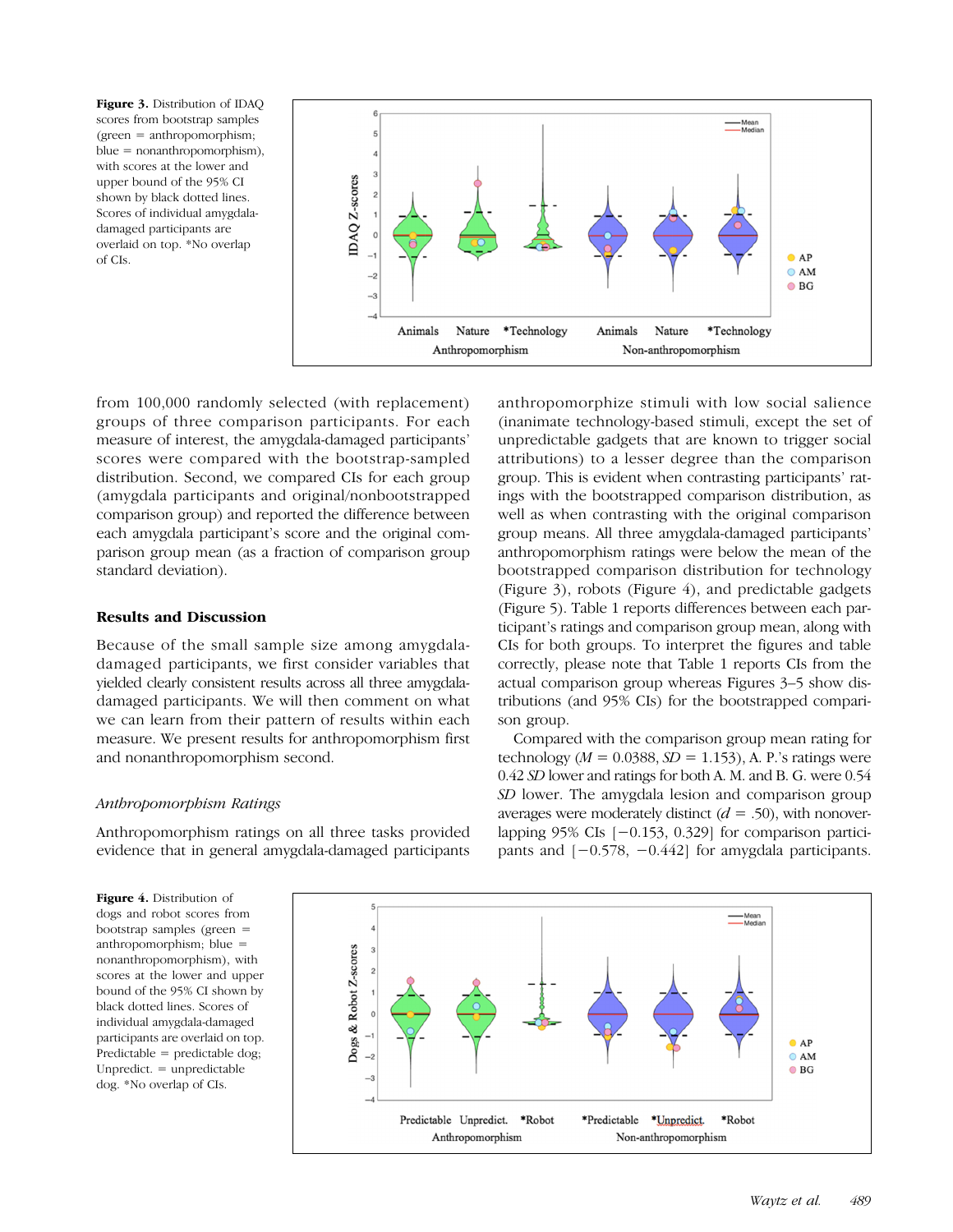**Figure 3.** Distribution of IDAQ scores from bootstrap samples (green = anthropomorphism; blue = nonanthropomorphism), with scores at the lower and upper bound of the 95% CI shown by black dotted lines. Scores of individual amygdala-damaged participants are overlaid on top. *No overlap of CIs.

from 100,000 randomly selected (with replacement) groups of three comparison participants. For each measure of interest, the amygdala-damaged participants' scores were compared with the bootstrap-sampled distribution. Second, we compared CIs for each group (amygdala participants and original/nonbootstrapped comparison group) and reported the difference between each amygdala participant's score and the original comparison group mean (as a fraction of comparison group standard deviation).

## Results and Discussion

Because of the small sample size among amygdala-damaged participants, we first consider variables that yielded clearly consistent results across all three amygdala-damaged participants. We will then comment on what we can learn from their pattern of results within each measure. We present results for anthropomorphism first and nonanthropomorphism second.

### *Anthropomorphism Ratings*

Anthropomorphism ratings on all three tasks provided evidence that in general amygdala-damaged participants anthropomorphize stimuli with low social salience (inanimate technology-based stimuli, except the set of unpredictable gadgets that are known to trigger social attributions) to a lesser degree than the comparison group. This is evident when contrasting participants' ratings with the bootstrapped comparison distribution, as well as when contrasting with the original comparison group means. All three amygdala-damaged participants' anthropomorphism ratings were below the mean of the bootstrapped comparison distribution for technology (Figure 3), robots (Figure 4), and predictable gadgets (Figure 5). Table 1 reports differences between each participant's ratings and comparison group mean, along with CIs for both groups. To interpret the figures and table correctly, please note that Table 1 reports CIs from the actual comparison group whereas Figures 3–5 show distributions (and 95% CIs) for the bootstrapped comparison group.

Compared with the comparison group mean rating for technology ($M = 0.0388$, $SD = 1.153$), A. P.'s ratings were 0.42 *SD* lower and ratings for both A. M. and B. G. were 0.54 *SD* lower. The amygdala lesion and comparison group averages were moderately distinct ($d = .50$), with nonoverlapping 95% CIs [−0.153, 0.329] for comparison participants and [−0.578, −0.442] for amygdala participants.

**Figure 4.** Distribution of dogs and robot scores from bootstrap samples (green = anthropomorphism; blue = nonanthropomorphism), with scores at the lower and upper bound of the 95% CI shown by black dotted lines. Scores of individual amygdala-damaged participants are overlaid on top. Predictable = predictable dog; Unpredict. = unpredictable dog. *No overlap of CIs.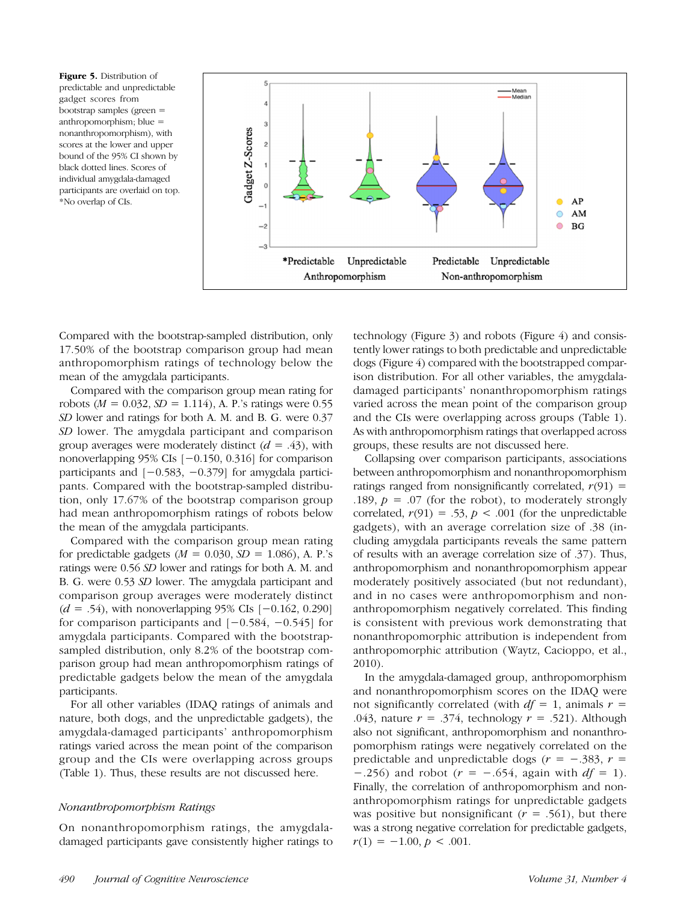**Figure 5.** Distribution of predictable and unpredictable gadget scores from bootstrap samples (green = anthropomorphism; blue = nonanthropomorphism), with scores at the lower and upper bound of the 95% CI shown by black dotted lines. Scores of individual amygdala-damaged participants are overlaid on top. *No overlap of CIs.

Compared with the bootstrap-sampled distribution, only 17.50% of the bootstrap comparison group had mean anthropomorphism ratings of technology below the mean of the amygdala participants.

Compared with the comparison group mean rating for robots ($M$ = 0.032, $SD$ = 1.114), A. P.'s ratings were 0.55 *SD* lower and ratings for both A. M. and B. G. were 0.37 *SD* lower. The amygdala participant and comparison group averages were moderately distinct ($d$ = .43), with nonoverlapping 95% CIs [−0.150, 0.316] for comparison participants and [−0.583, −0.379] for amygdala participants. Compared with the bootstrap-sampled distribution, only 17.67% of the bootstrap comparison group had mean anthropomorphism ratings of robots below the mean of the amygdala participants.

Compared with the comparison group mean rating for predictable gadgets ($M$ = 0.030, $SD$ = 1.086), A. P.'s ratings were 0.56 *SD* lower and ratings for both A. M. and B. G. were 0.53 *SD* lower. The amygdala participant and comparison group averages were moderately distinct ($d$ = .54), with nonoverlapping 95% CIs [−0.162, 0.290] for comparison participants and [−0.584, −0.545] for amygdala participants. Compared with the bootstrap-sampled distribution, only 8.2% of the bootstrap comparison group had mean anthropomorphism ratings of predictable gadgets below the mean of the amygdala participants.

For all other variables (IDAQ ratings of animals and nature, both dogs, and the unpredictable gadgets), the amygdala-damaged participants' anthropomorphism ratings varied across the mean point of the comparison group and the CIs were overlapping across groups (Table 1). Thus, these results are not discussed here.

### *Nonanthropomorphism Ratings*

On nonanthropomorphism ratings, the amygdala-damaged participants gave consistently higher ratings to technology (Figure 3) and robots (Figure 4) and consistently lower ratings to both predictable and unpredictable dogs (Figure 4) compared with the bootstrapped comparison distribution. For all other variables, the amygdala-damaged participants' nonanthropomorphism ratings varied across the mean point of the comparison group and the CIs were overlapping across groups (Table 1). As with anthropomorphism ratings that overlapped across groups, these results are not discussed here.

Collapsing over comparison participants, associations between anthropomorphism and nonanthropomorphism ratings ranged from nonsignificantly correlated, $r(91)$ = .189, $p$ = .07 (for the robot), to moderately strongly correlated, $r(91)$ = .53, $p$ < .001 (for the unpredictable gadgets), with an average correlation size of .38 (including amygdala participants reveals the same pattern of results with an average correlation size of .37). Thus, anthropomorphism and nonanthropomorphism appear moderately positively associated (but not redundant), and in no cases were anthropomorphism and nonanthropomorphism negatively correlated. This finding is consistent with previous work demonstrating that nonanthropomorphic attribution is independent from anthropomorphic attribution (Waytz, Cacioppo, et al., 2010).

In the amygdala-damaged group, anthropomorphism and nonanthropomorphism scores on the IDAQ were not significantly correlated (with $df$ = 1, animals $r$ = .043, nature $r$ = .374, technology $r$ = .521). Although also not significant, anthropomorphism and nonanthropomorphism ratings were negatively correlated on the predictable and unpredictable dogs ($r$ = −.383, $r$ = −.256) and robot ($r$ = −.654, again with $df$ = 1). Finally, the correlation of anthropomorphism and nonanthropomorphism ratings for unpredictable gadgets was positive but nonsignificant ($r$ = .561), but there was a strong negative correlation for predictable gadgets, $r(1)$ = −1.00, $p$ < .001.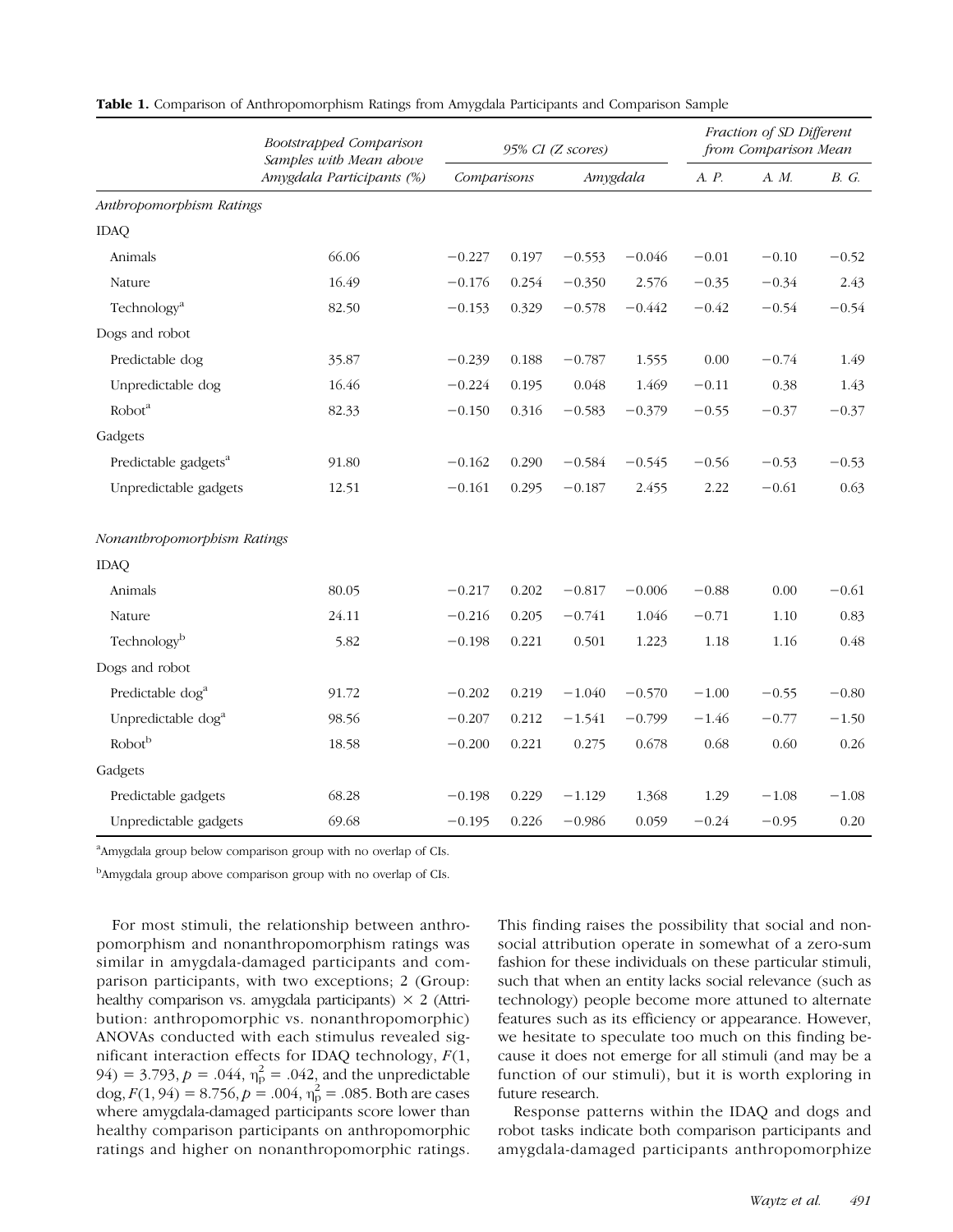**Table 1.** Comparison of Anthropomorphism Ratings from Amygdala Participants and Comparison Sample

| | *Bootstrapped Comparison Samples with Mean above Amygdala Participants (%)* | *95% CI (Z scores)* | | | | *Fraction of SD Different from Comparison Mean* | | |
|---|---|---|---|---|---|---|---|---|
| | | *Comparisons* | | *Amygdala* | | *A. P.* | *A. M.* | *B. G.* |
| *Anthropomorphism Ratings* | | | | | | | | |
| IDAQ | | | | | | | | |
| Animals | 66.06 | −0.227 | 0.197 | −0.553 | −0.046 | −0.01 | −0.10 | −0.52 |
| Nature | 16.49 | −0.176 | 0.254 | −0.350 | 2.576 | −0.35 | −0.34 | 2.43 |
| Technology[a] | 82.50 | −0.153 | 0.329 | −0.578 | −0.442 | −0.42 | −0.54 | −0.54 |
| Dogs and robot | | | | | | | | |
| Predictable dog | 35.87 | −0.239 | 0.188 | −0.787 | 1.555 | 0.00 | −0.74 | 1.49 |
| Unpredictable dog | 16.46 | −0.224 | 0.195 | 0.048 | 1.469 | −0.11 | 0.38 | 1.43 |
| Robot[a] | 82.33 | −0.150 | 0.316 | −0.583 | −0.379 | −0.55 | −0.37 | −0.37 |
| Gadgets | | | | | | | | |
| Predictable gadgets[a] | 91.80 | −0.162 | 0.290 | −0.584 | −0.545 | −0.56 | −0.53 | −0.53 |
| Unpredictable gadgets | 12.51 | −0.161 | 0.295 | −0.187 | 2.455 | 2.22 | −0.61 | 0.63 |
| *Nonanthropomorphism Ratings* | | | | | | | | |
| IDAQ | | | | | | | | |
| Animals | 80.05 | −0.217 | 0.202 | −0.817 | −0.006 | −0.88 | 0.00 | −0.61 |
| Nature | 24.11 | −0.216 | 0.205 | −0.741 | 1.046 | −0.71 | 1.10 | 0.83 |
| Technology[b] | 5.82 | −0.198 | 0.221 | 0.501 | 1.223 | 1.18 | 1.16 | 0.48 |
| Dogs and robot | | | | | | | | |
| Predictable dog[a] | 91.72 | −0.202 | 0.219 | −1.040 | −0.570 | −1.00 | −0.55 | −0.80 |
| Unpredictable dog[a] | 98.56 | −0.207 | 0.212 | −1.541 | −0.799 | −1.46 | −0.77 | −1.50 |
| Robot[b] | 18.58 | −0.200 | 0.221 | 0.275 | 0.678 | 0.68 | 0.60 | 0.26 |
| Gadgets | | | | | | | | |
| Predictable gadgets | 68.28 | −0.198 | 0.229 | −1.129 | 1.368 | 1.29 | −1.08 | −1.08 |
| Unpredictable gadgets | 69.68 | −0.195 | 0.226 | −0.986 | 0.059 | −0.24 | −0.95 | 0.20 |

[a]Amygdala group below comparison group with no overlap of CIs.

[b]Amygdala group above comparison group with no overlap of CIs.

For most stimuli, the relationship between anthropomorphism and nonanthropomorphism ratings was similar in amygdala-damaged participants and comparison participants, with two exceptions; 2 (Group: healthy comparison vs. amygdala participants) × 2 (Attribution: anthropomorphic vs. nonanthropomorphic) ANOVAs conducted with each stimulus revealed significant interaction effects for IDAQ technology, $F(1, 94) = 3.793$, $p = .044$, $\eta_p^2 = .042$, and the unpredictable dog, $F(1, 94) = 8.756$, $p = .004$, $\eta_p^2 = .085$. Both are cases where amygdala-damaged participants score lower than healthy comparison participants on anthropomorphic ratings and higher on nonanthropomorphic ratings. This finding raises the possibility that social and nonsocial attribution operate in somewhat of a zero-sum fashion for these individuals on these particular stimuli, such that when an entity lacks social relevance (such as technology) people become more attuned to alternate features such as its efficiency or appearance. However, we hesitate to speculate too much on this finding because it does not emerge for all stimuli (and may be a function of our stimuli), but it is worth exploring in future research.

Response patterns within the IDAQ and dogs and robot tasks indicate both comparison participants and amygdala-damaged participants anthropomorphize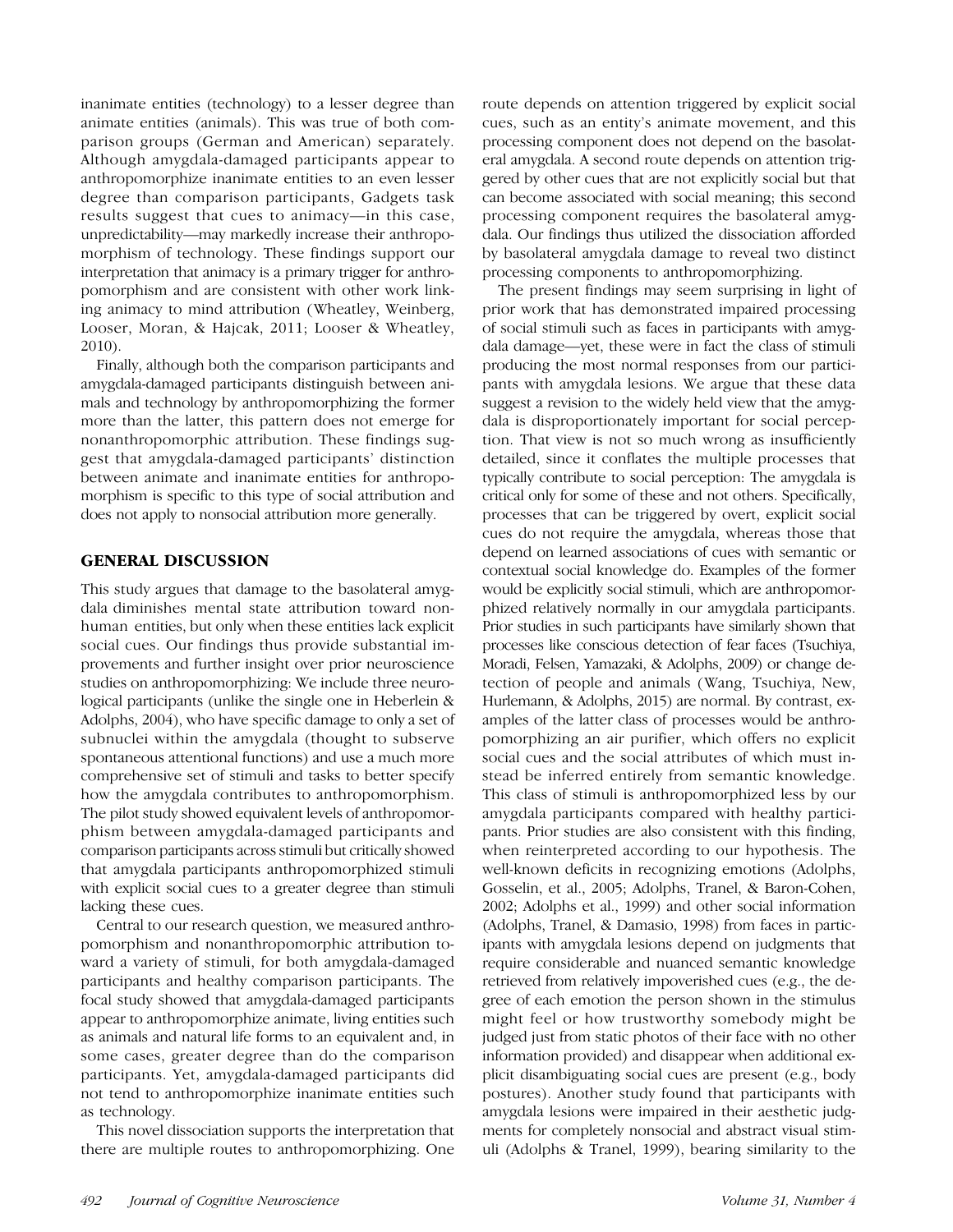inanimate entities (technology) to a lesser degree than animate entities (animals). This was true of both comparison groups (German and American) separately. Although amygdala-damaged participants appear to anthropomorphize inanimate entities to an even lesser degree than comparison participants, Gadgets task results suggest that cues to animacy—in this case, unpredictability—may markedly increase their anthropomorphism of technology. These findings support our interpretation that animacy is a primary trigger for anthropomorphism and are consistent with other work linking animacy to mind attribution (Wheatley, Weinberg, Looser, Moran, & Hajcak, 2011; Looser & Wheatley, 2010).

Finally, although both the comparison participants and amygdala-damaged participants distinguish between animals and technology by anthropomorphizing the former more than the latter, this pattern does not emerge for nonanthropomorphic attribution. These findings suggest that amygdala-damaged participants' distinction between animate and inanimate entities for anthropomorphism is specific to this type of social attribution and does not apply to nonsocial attribution more generally.

## GENERAL DISCUSSION

This study argues that damage to the basolateral amygdala diminishes mental state attribution toward nonhuman entities, but only when these entities lack explicit social cues. Our findings thus provide substantial improvements and further insight over prior neuroscience studies on anthropomorphizing: We include three neurological participants (unlike the single one in Heberlein & Adolphs, 2004), who have specific damage to only a set of subnuclei within the amygdala (thought to subserve spontaneous attentional functions) and use a much more comprehensive set of stimuli and tasks to better specify how the amygdala contributes to anthropomorphism. The pilot study showed equivalent levels of anthropomorphism between amygdala-damaged participants and comparison participants across stimuli but critically showed that amygdala participants anthropomorphized stimuli with explicit social cues to a greater degree than stimuli lacking these cues.

Central to our research question, we measured anthropomorphism and nonanthropomorphic attribution toward a variety of stimuli, for both amygdala-damaged participants and healthy comparison participants. The focal study showed that amygdala-damaged participants appear to anthropomorphize animate, living entities such as animals and natural life forms to an equivalent and, in some cases, greater degree than do the comparison participants. Yet, amygdala-damaged participants did not tend to anthropomorphize inanimate entities such as technology.

This novel dissociation supports the interpretation that there are multiple routes to anthropomorphizing. One route depends on attention triggered by explicit social cues, such as an entity's animate movement, and this processing component does not depend on the basolateral amygdala. A second route depends on attention triggered by other cues that are not explicitly social but that can become associated with social meaning; this second processing component requires the basolateral amygdala. Our findings thus utilized the dissociation afforded by basolateral amygdala damage to reveal two distinct processing components to anthropomorphizing.

The present findings may seem surprising in light of prior work that has demonstrated impaired processing of social stimuli such as faces in participants with amygdala damage—yet, these were in fact the class of stimuli producing the most normal responses from our participants with amygdala lesions. We argue that these data suggest a revision to the widely held view that the amygdala is disproportionately important for social perception. That view is not so much wrong as insufficiently detailed, since it conflates the multiple processes that typically contribute to social perception: The amygdala is critical only for some of these and not others. Specifically, processes that can be triggered by overt, explicit social cues do not require the amygdala, whereas those that depend on learned associations of cues with semantic or contextual social knowledge do. Examples of the former would be explicitly social stimuli, which are anthropomorphized relatively normally in our amygdala participants. Prior studies in such participants have similarly shown that processes like conscious detection of fear faces (Tsuchiya, Moradi, Felsen, Yamazaki, & Adolphs, 2009) or change detection of people and animals (Wang, Tsuchiya, New, Hurlemann, & Adolphs, 2015) are normal. By contrast, examples of the latter class of processes would be anthropomorphizing an air purifier, which offers no explicit social cues and the social attributes of which must instead be inferred entirely from semantic knowledge. This class of stimuli is anthropomorphized less by our amygdala participants compared with healthy participants. Prior studies are also consistent with this finding, when reinterpreted according to our hypothesis. The well-known deficits in recognizing emotions (Adolphs, Gosselin, et al., 2005; Adolphs, Tranel, & Baron-Cohen, 2002; Adolphs et al., 1999) and other social information (Adolphs, Tranel, & Damasio, 1998) from faces in participants with amygdala lesions depend on judgments that require considerable and nuanced semantic knowledge retrieved from relatively impoverished cues (e.g., the degree of each emotion the person shown in the stimulus might feel or how trustworthy somebody might be judged just from static photos of their face with no other information provided) and disappear when additional explicit disambiguating social cues are present (e.g., body postures). Another study found that participants with amygdala lesions were impaired in their aesthetic judgments for completely nonsocial and abstract visual stimuli (Adolphs & Tranel, 1999), bearing similarity to the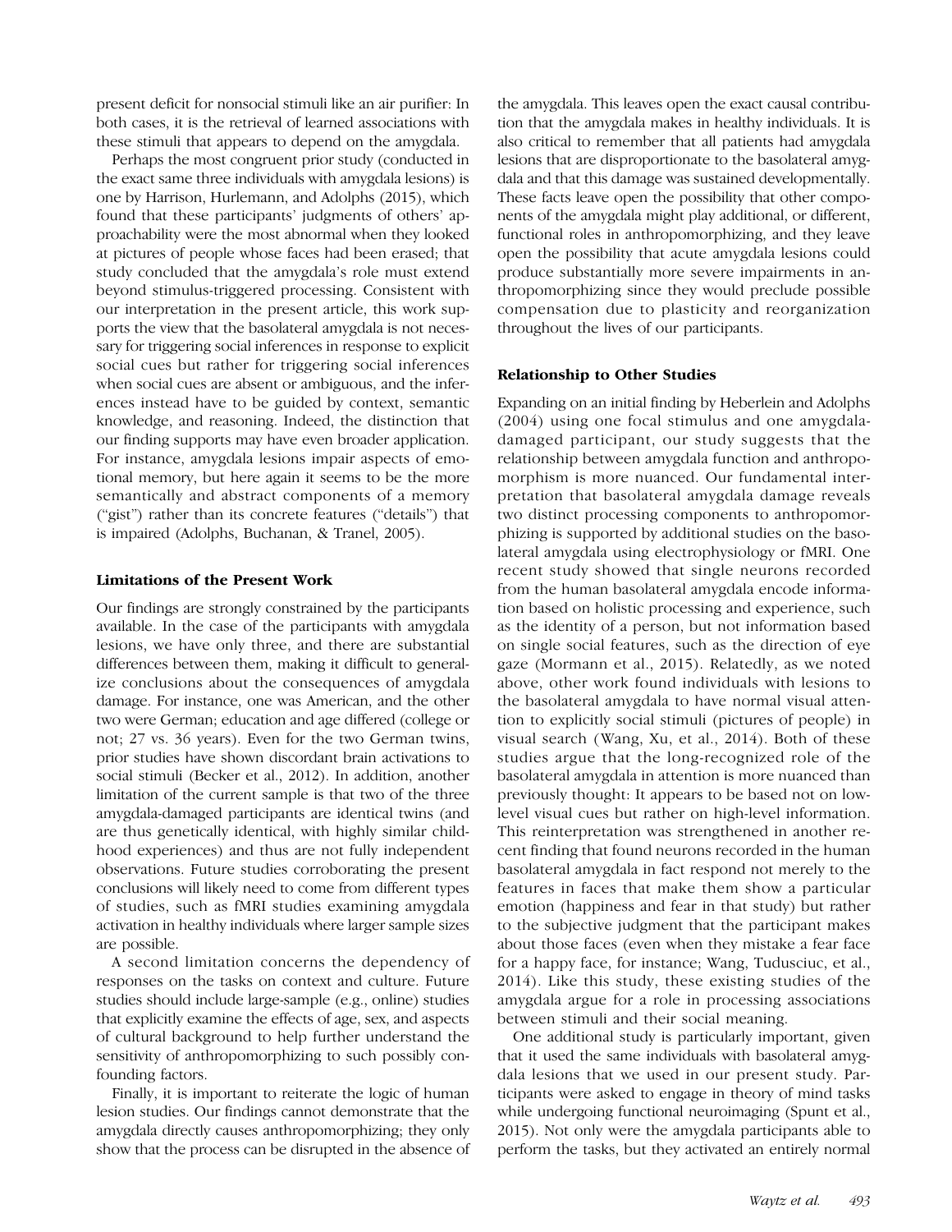present deficit for nonsocial stimuli like an air purifier: In both cases, it is the retrieval of learned associations with these stimuli that appears to depend on the amygdala.

Perhaps the most congruent prior study (conducted in the exact same three individuals with amygdala lesions) is one by Harrison, Hurlemann, and Adolphs (2015), which found that these participants' judgments of others' approachability were the most abnormal when they looked at pictures of people whose faces had been erased; that study concluded that the amygdala's role must extend beyond stimulus-triggered processing. Consistent with our interpretation in the present article, this work supports the view that the basolateral amygdala is not necessary for triggering social inferences in response to explicit social cues but rather for triggering social inferences when social cues are absent or ambiguous, and the inferences instead have to be guided by context, semantic knowledge, and reasoning. Indeed, the distinction that our finding supports may have even broader application. For instance, amygdala lesions impair aspects of emotional memory, but here again it seems to be the more semantically and abstract components of a memory ("gist") rather than its concrete features ("details") that is impaired (Adolphs, Buchanan, & Tranel, 2005).

### Limitations of the Present Work

Our findings are strongly constrained by the participants available. In the case of the participants with amygdala lesions, we have only three, and there are substantial differences between them, making it difficult to generalize conclusions about the consequences of amygdala damage. For instance, one was American, and the other two were German; education and age differed (college or not; 27 vs. 36 years). Even for the two German twins, prior studies have shown discordant brain activations to social stimuli (Becker et al., 2012). In addition, another limitation of the current sample is that two of the three amygdala-damaged participants are identical twins (and are thus genetically identical, with highly similar childhood experiences) and thus are not fully independent observations. Future studies corroborating the present conclusions will likely need to come from different types of studies, such as fMRI studies examining amygdala activation in healthy individuals where larger sample sizes are possible.

A second limitation concerns the dependency of responses on the tasks on context and culture. Future studies should include large-sample (e.g., online) studies that explicitly examine the effects of age, sex, and aspects of cultural background to help further understand the sensitivity of anthropomorphizing to such possibly confounding factors.

Finally, it is important to reiterate the logic of human lesion studies. Our findings cannot demonstrate that the amygdala directly causes anthropomorphizing; they only show that the process can be disrupted in the absence of the amygdala. This leaves open the exact causal contribution that the amygdala makes in healthy individuals. It is also critical to remember that all patients had amygdala lesions that are disproportionate to the basolateral amygdala and that this damage was sustained developmentally. These facts leave open the possibility that other components of the amygdala might play additional, or different, functional roles in anthropomorphizing, and they leave open the possibility that acute amygdala lesions could produce substantially more severe impairments in anthropomorphizing since they would preclude possible compensation due to plasticity and reorganization throughout the lives of our participants.

### Relationship to Other Studies

Expanding on an initial finding by Heberlein and Adolphs (2004) using one focal stimulus and one amygdala-damaged participant, our study suggests that the relationship between amygdala function and anthropomorphism is more nuanced. Our fundamental interpretation that basolateral amygdala damage reveals two distinct processing components to anthropomorphizing is supported by additional studies on the basolateral amygdala using electrophysiology or fMRI. One recent study showed that single neurons recorded from the human basolateral amygdala encode information based on holistic processing and experience, such as the identity of a person, but not information based on single social features, such as the direction of eye gaze (Mormann et al., 2015). Relatedly, as we noted above, other work found individuals with lesions to the basolateral amygdala to have normal visual attention to explicitly social stimuli (pictures of people) in visual search (Wang, Xu, et al., 2014). Both of these studies argue that the long-recognized role of the basolateral amygdala in attention is more nuanced than previously thought: It appears to be based not on low-level visual cues but rather on high-level information. This reinterpretation was strengthened in another recent finding that found neurons recorded in the human basolateral amygdala in fact respond not merely to the features in faces that make them show a particular emotion (happiness and fear in that study) but rather to the subjective judgment that the participant makes about those faces (even when they mistake a fear face for a happy face, for instance; Wang, Tudusciuc, et al., 2014). Like this study, these existing studies of the amygdala argue for a role in processing associations between stimuli and their social meaning.

One additional study is particularly important, given that it used the same individuals with basolateral amygdala lesions that we used in our present study. Participants were asked to engage in theory of mind tasks while undergoing functional neuroimaging (Spunt et al., 2015). Not only were the amygdala participants able to perform the tasks, but they activated an entirely normal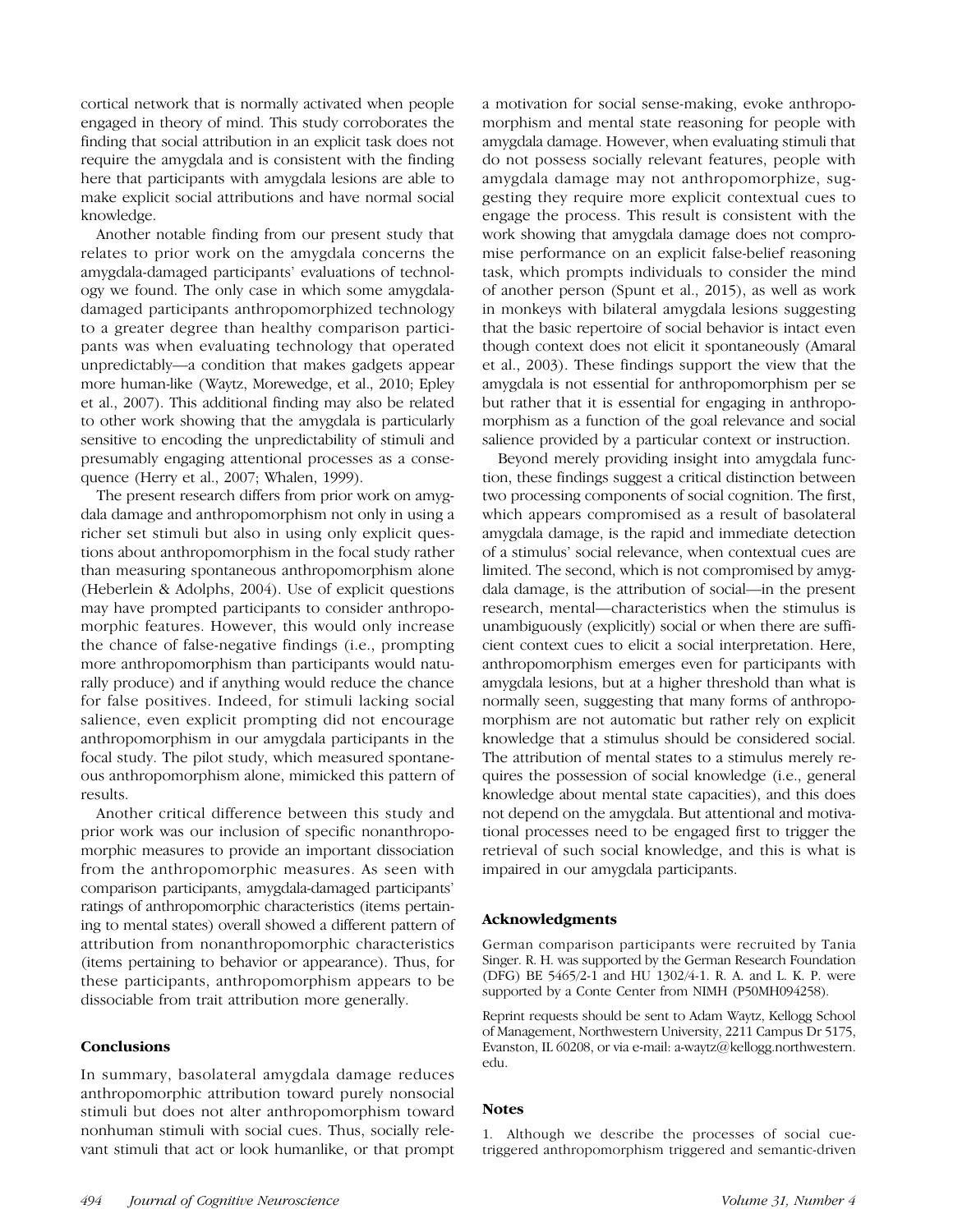cortical network that is normally activated when people engaged in theory of mind. This study corroborates the finding that social attribution in an explicit task does not require the amygdala and is consistent with the finding here that participants with amygdala lesions are able to make explicit social attributions and have normal social knowledge.

Another notable finding from our present study that relates to prior work on the amygdala concerns the amygdala-damaged participants' evaluations of technology we found. The only case in which some amygdala-damaged participants anthropomorphized technology to a greater degree than healthy comparison participants was when evaluating technology that operated unpredictably—a condition that makes gadgets appear more human-like (Waytz, Morewedge, et al., 2010; Epley et al., 2007). This additional finding may also be related to other work showing that the amygdala is particularly sensitive to encoding the unpredictability of stimuli and presumably engaging attentional processes as a consequence (Herry et al., 2007; Whalen, 1999).

The present research differs from prior work on amygdala damage and anthropomorphism not only in using a richer set stimuli but also in using only explicit questions about anthropomorphism in the focal study rather than measuring spontaneous anthropomorphism alone (Heberlein & Adolphs, 2004). Use of explicit questions may have prompted participants to consider anthropomorphic features. However, this would only increase the chance of false-negative findings (i.e., prompting more anthropomorphism than participants would naturally produce) and if anything would reduce the chance for false positives. Indeed, for stimuli lacking social salience, even explicit prompting did not encourage anthropomorphism in our amygdala participants in the focal study. The pilot study, which measured spontaneous anthropomorphism alone, mimicked this pattern of results.

Another critical difference between this study and prior work was our inclusion of specific nonanthropomorphic measures to provide an important dissociation from the anthropomorphic measures. As seen with comparison participants, amygdala-damaged participants' ratings of anthropomorphic characteristics (items pertaining to mental states) overall showed a different pattern of attribution from nonanthropomorphic characteristics (items pertaining to behavior or appearance). Thus, for these participants, anthropomorphism appears to be dissociable from trait attribution more generally.

## Conclusions

In summary, basolateral amygdala damage reduces anthropomorphic attribution toward purely nonsocial stimuli but does not alter anthropomorphism toward nonhuman stimuli with social cues. Thus, socially relevant stimuli that act or look humanlike, or that prompt a motivation for social sense-making, evoke anthropomorphism and mental state reasoning for people with amygdala damage. However, when evaluating stimuli that do not possess socially relevant features, people with amygdala damage may not anthropomorphize, suggesting they require more explicit contextual cues to engage the process. This result is consistent with the work showing that amygdala damage does not compromise performance on an explicit false-belief reasoning task, which prompts individuals to consider the mind of another person (Spunt et al., 2015), as well as work in monkeys with bilateral amygdala lesions suggesting that the basic repertoire of social behavior is intact even though context does not elicit it spontaneously (Amaral et al., 2003). These findings support the view that the amygdala is not essential for anthropomorphism per se but rather that it is essential for engaging in anthropomorphism as a function of the goal relevance and social salience provided by a particular context or instruction.

Beyond merely providing insight into amygdala function, these findings suggest a critical distinction between two processing components of social cognition. The first, which appears compromised as a result of basolateral amygdala damage, is the rapid and immediate detection of a stimulus' social relevance, when contextual cues are limited. The second, which is not compromised by amygdala damage, is the attribution of social—in the present research, mental—characteristics when the stimulus is unambiguously (explicitly) social or when there are sufficient context cues to elicit a social interpretation. Here, anthropomorphism emerges even for participants with amygdala lesions, but at a higher threshold than what is normally seen, suggesting that many forms of anthropomorphism are not automatic but rather rely on explicit knowledge that a stimulus should be considered social. The attribution of mental states to a stimulus merely requires the possession of social knowledge (i.e., general knowledge about mental state capacities), and this does not depend on the amygdala. But attentional and motivational processes need to be engaged first to trigger the retrieval of such social knowledge, and this is what is impaired in our amygdala participants.

## Acknowledgments

German comparison participants were recruited by Tania Singer. R. H. was supported by the German Research Foundation (DFG) BE 5465/2-1 and HU 1302/4-1. R. A. and L. K. P. were supported by a Conte Center from NIMH (P50MH094258).

Reprint requests should be sent to Adam Waytz, Kellogg School of Management, Northwestern University, 2211 Campus Dr 5175, Evanston, IL 60208, or via e-mail: a-waytz@kellogg.northwestern.edu.

## Notes

1. Although we describe the processes of social cue-triggered anthropomorphism triggered and semantic-driven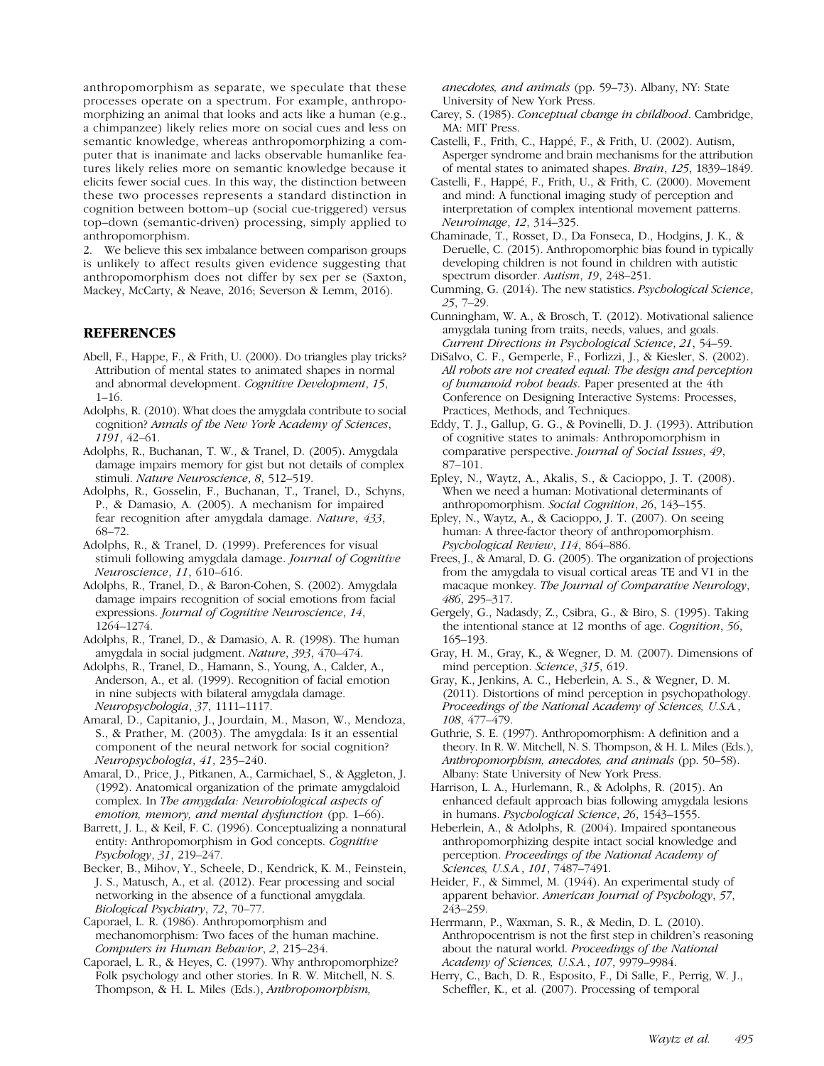anthropomorphism as separate, we speculate that these processes operate on a spectrum. For example, anthropomorphizing an animal that looks and acts like a human (e.g., a chimpanzee) likely relies more on social cues and less on semantic knowledge, whereas anthropomorphizing a computer that is inanimate and lacks observable humanlike features likely relies more on semantic knowledge because it elicits fewer social cues. In this way, the distinction between these two processes represents a standard distinction in cognition between bottom–up (social cue-triggered) versus top–down (semantic-driven) processing, simply applied to anthropomorphism.

2. We believe this sex imbalance between comparison groups is unlikely to affect results given evidence suggesting that anthropomorphism does not differ by sex per se (Saxton, Mackey, McCarty, & Neave, 2016; Severson & Lemm, 2016).

## REFERENCES

Abell, F., Happe, F., & Frith, U. (2000). Do triangles play tricks? Attribution of mental states to animated shapes in normal and abnormal development. *Cognitive Development*, *15*, 1–16.

Adolphs, R. (2010). What does the amygdala contribute to social cognition? *Annals of the New York Academy of Sciences*, *1191*, 42–61.

Adolphs, R., Buchanan, T. W., & Tranel, D. (2005). Amygdala damage impairs memory for gist but not details of complex stimuli. *Nature Neuroscience*, *8*, 512–519.

Adolphs, R., Gosselin, F., Buchanan, T., Tranel, D., Schyns, P., & Damasio, A. (2005). A mechanism for impaired fear recognition after amygdala damage. *Nature*, *433*, 68–72.

Adolphs, R., & Tranel, D. (1999). Preferences for visual stimuli following amygdala damage. *Journal of Cognitive Neuroscience*, *11*, 610–616.

Adolphs, R., Tranel, D., & Baron-Cohen, S. (2002). Amygdala damage impairs recognition of social emotions from facial expressions. *Journal of Cognitive Neuroscience*, *14*, 1264–1274.

Adolphs, R., Tranel, D., & Damasio, A. R. (1998). The human amygdala in social judgment. *Nature*, *393*, 470–474.

Adolphs, R., Tranel, D., Hamann, S., Young, A., Calder, A., Anderson, A., et al. (1999). Recognition of facial emotion in nine subjects with bilateral amygdala damage. *Neuropsychologia*, *37*, 1111–1117.

Amaral, D., Capitanio, J., Jourdain, M., Mason, W., Mendoza, S., & Prather, M. (2003). The amygdala: Is it an essential component of the neural network for social cognition? *Neuropsychologia*, *41*, 235–240.

Amaral, D., Price, J., Pitkanen, A., Carmichael, S., & Aggleton, J. (1992). Anatomical organization of the primate amygdaloid complex. In *The amygdala: Neurobiological aspects of emotion, memory, and mental dysfunction* (pp. 1–66).

Barrett, J. L., & Keil, F. C. (1996). Conceptualizing a nonnatural entity: Anthropomorphism in God concepts. *Cognitive Psychology*, *31*, 219–247.

Becker, B., Mihov, Y., Scheele, D., Kendrick, K. M., Feinstein, J. S., Matusch, A., et al. (2012). Fear processing and social networking in the absence of a functional amygdala. *Biological Psychiatry*, *72*, 70–77.

Caporael, L. R. (1986). Anthropomorphism and mechanomorphism: Two faces of the human machine. *Computers in Human Behavior*, *2*, 215–234.

Caporael, L. R., & Heyes, C. (1997). Why anthropomorphize? Folk psychology and other stories. In R. W. Mitchell, N. S. Thompson, & H. L. Miles (Eds.), *Anthropomorphism, anecdotes, and animals* (pp. 59–73). Albany, NY: State University of New York Press.

Carey, S. (1985). *Conceptual change in childhood*. Cambridge, MA: MIT Press.

Castelli, F., Frith, C., Happé, F., & Frith, U. (2002). Autism, Asperger syndrome and brain mechanisms for the attribution of mental states to animated shapes. *Brain*, *125*, 1839–1849.

Castelli, F., Happé, F., Frith, U., & Frith, C. (2000). Movement and mind: A functional imaging study of perception and interpretation of complex intentional movement patterns. *Neuroimage*, *12*, 314–325.

Chaminade, T., Rosset, D., Da Fonseca, D., Hodgins, J. K., & Deruelle, C. (2015). Anthropomorphic bias found in typically developing children is not found in children with autistic spectrum disorder. *Autism*, *19*, 248–251.

Cumming, G. (2014). The new statistics. *Psychological Science*, *25*, 7–29.

Cunningham, W. A., & Brosch, T. (2012). Motivational salience amygdala tuning from traits, needs, values, and goals. *Current Directions in Psychological Science*, *21*, 54–59.

DiSalvo, C. F., Gemperle, F., Forlizzi, J., & Kiesler, S. (2002). *All robots are not created equal: The design and perception of humanoid robot heads*. Paper presented at the 4th Conference on Designing Interactive Systems: Processes, Practices, Methods, and Techniques.

Eddy, T. J., Gallup, G. G., & Povinelli, D. J. (1993). Attribution of cognitive states to animals: Anthropomorphism in comparative perspective. *Journal of Social Issues*, *49*, 87–101.

Epley, N., Waytz, A., Akalis, S., & Cacioppo, J. T. (2008). When we need a human: Motivational determinants of anthropomorphism. *Social Cognition*, *26*, 143–155.

Epley, N., Waytz, A., & Cacioppo, J. T. (2007). On seeing human: A three-factor theory of anthropomorphism. *Psychological Review*, *114*, 864–886.

Frees, J., & Amaral, D. G. (2005). The organization of projections from the amygdala to visual cortical areas TE and V1 in the macaque monkey. *The Journal of Comparative Neurology*, *486*, 295–317.

Gergely, G., Nadasdy, Z., Csibra, G., & Biro, S. (1995). Taking the intentional stance at 12 months of age. *Cognition*, *56*, 165–193.

Gray, H. M., Gray, K., & Wegner, D. M. (2007). Dimensions of mind perception. *Science*, *315*, 619.

Gray, K., Jenkins, A. C., Heberlein, A. S., & Wegner, D. M. (2011). Distortions of mind perception in psychopathology. *Proceedings of the National Academy of Sciences, U.S.A.*, *108*, 477–479.

Guthrie, S. E. (1997). Anthropomorphism: A definition and a theory. In R. W. Mitchell, N. S. Thompson, & H. L. Miles (Eds.), *Anthropomorphism, anecdotes, and animals* (pp. 50–58). Albany: State University of New York Press.

Harrison, L. A., Hurlemann, R., & Adolphs, R. (2015). An enhanced default approach bias following amygdala lesions in humans. *Psychological Science*, *26*, 1543–1555.

Heberlein, A., & Adolphs, R. (2004). Impaired spontaneous anthropomorphizing despite intact social knowledge and perception. *Proceedings of the National Academy of Sciences, U.S.A.*, *101*, 7487–7491.

Heider, F., & Simmel, M. (1944). An experimental study of apparent behavior. *American Journal of Psychology*, *57*, 243–259.

Herrmann, P., Waxman, S. R., & Medin, D. L. (2010). Anthropocentrism is not the first step in children's reasoning about the natural world. *Proceedings of the National Academy of Sciences, U.S.A.*, *107*, 9979–9984.

Herry, C., Bach, D. R., Esposito, F., Di Salle, F., Perrig, W. J., Scheffler, K., et al. (2007). Processing of temporal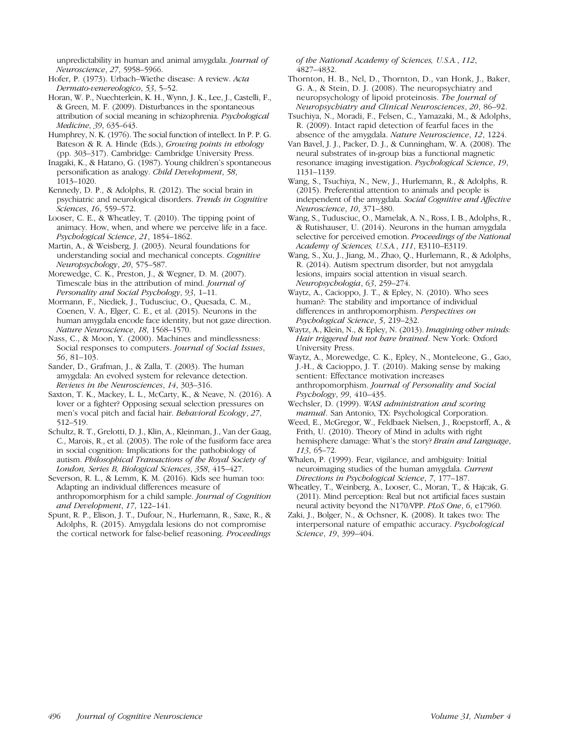unpredictability in human and animal amygdala. *Journal of Neuroscience*, *27*, 5958–5966.

Hofer, P. (1973). Urbach–Wiethe disease: A review. *Acta Dermato-venereologico*, *53*, 5–52.

Horan, W. P., Nuechterlein, K. H., Wynn, J. K., Lee, J., Castelli, F., & Green, M. F. (2009). Disturbances in the spontaneous attribution of social meaning in schizophrenia. *Psychological Medicine*, *39*, 635–643.

Humphrey, N. K. (1976). The social function of intellect. In P. P. G. Bateson & R. A. Hinde (Eds.), *Growing points in ethology* (pp. 303–317). Cambridge: Cambridge University Press.

Inagaki, K., & Hatano, G. (1987). Young children's spontaneous personification as analogy. *Child Development*, *58*, 1013–1020.

Kennedy, D. P., & Adolphs, R. (2012). The social brain in psychiatric and neurological disorders. *Trends in Cognitive Sciences*, *16*, 559–572.

Looser, C. E., & Wheatley, T. (2010). The tipping point of animacy. How, when, and where we perceive life in a face. *Psychological Science*, *21*, 1854–1862.

Martin, A., & Weisberg, J. (2003). Neural foundations for understanding social and mechanical concepts. *Cognitive Neuropsychology*, *20*, 575–587.

Morewedge, C. K., Preston, J., & Wegner, D. M. (2007). Timescale bias in the attribution of mind. *Journal of Personality and Social Psychology*, *93*, 1–11.

Mormann, F., Niediek, J., Tudusciuc, O., Quesada, C. M., Coenen, V. A., Elger, C. E., et al. (2015). Neurons in the human amygdala encode face identity, but not gaze direction. *Nature Neuroscience*, *18*, 1568–1570.

Nass, C., & Moon, Y. (2000). Machines and mindlessness: Social responses to computers. *Journal of Social Issues*, *56*, 81–103.

Sander, D., Grafman, J., & Zalla, T. (2003). The human amygdala: An evolved system for relevance detection. *Reviews in the Neurosciences*, *14*, 303–316.

Saxton, T. K., Mackey, L. L., McCarty, K., & Neave, N. (2016). A lover or a fighter? Opposing sexual selection pressures on men's vocal pitch and facial hair. *Behavioral Ecology*, *27*, 512–519.

Schultz, R. T., Grelotti, D. J., Klin, A., Kleinman, J., Van der Gaag, C., Marois, R., et al. (2003). The role of the fusiform face area in social cognition: Implications for the pathobiology of autism. *Philosophical Transactions of the Royal Society of London, Series B, Biological Sciences*, *358*, 415–427.

Severson, R. L., & Lemm, K. M. (2016). Kids see human too: Adapting an individual differences measure of anthropomorphism for a child sample. *Journal of Cognition and Development*, *17*, 122–141.

Spunt, R. P., Elison, J. T., Dufour, N., Hurlemann, R., Saxe, R., & Adolphs, R. (2015). Amygdala lesions do not compromise the cortical network for false-belief reasoning. *Proceedings of the National Academy of Sciences, U.S.A.*, *112*, 4827–4832.

Thornton, H. B., Nel, D., Thornton, D., van Honk, J., Baker, G. A., & Stein, D. J. (2008). The neuropsychiatry and neuropsychology of lipoid proteinosis. *The Journal of Neuropsychiatry and Clinical Neurosciences*, *20*, 86–92.

Tsuchiya, N., Moradi, F., Felsen, C., Yamazaki, M., & Adolphs, R. (2009). Intact rapid detection of fearful faces in the absence of the amygdala. *Nature Neuroscience*, *12*, 1224.

Van Bavel, J. J., Packer, D. J., & Cunningham, W. A. (2008). The neural substrates of in-group bias a functional magnetic resonance imaging investigation. *Psychological Science*, *19*, 1131–1139.

Wang, S., Tsuchiya, N., New, J., Hurlemann, R., & Adolphs, R. (2015). Preferential attention to animals and people is independent of the amygdala. *Social Cognitive and Affective Neuroscience*, *10*, 371–380.

Wang, S., Tudusciuc, O., Mamelak, A. N., Ross, I. B., Adolphs, R., & Rutishauser, U. (2014). Neurons in the human amygdala selective for perceived emotion. *Proceedings of the National Academy of Sciences, U.S.A.*, *111*, E3110–E3119.

Wang, S., Xu, J., Jiang, M., Zhao, Q., Hurlemann, R., & Adolphs, R. (2014). Autism spectrum disorder, but not amygdala lesions, impairs social attention in visual search. *Neuropsychologia*, *63*, 259–274.

Waytz, A., Cacioppo, J. T., & Epley, N. (2010). Who sees human?: The stability and importance of individual differences in anthropomorphism. *Perspectives on Psychological Science*, *5*, 219–232.

Waytz, A., Klein, N., & Epley, N. (2013). *Imagining other minds: Hair triggered but not hare brained*. New York: Oxford University Press.

Waytz, A., Morewedge, C. K., Epley, N., Monteleone, G., Gao, J.-H., & Cacioppo, J. T. (2010). Making sense by making sentient: Effectance motivation increases anthropomorphism. *Journal of Personality and Social Psychology*, *99*, 410–435.

Wechsler, D. (1999). *WASI administration and scoring manual*. San Antonio, TX: Psychological Corporation.

Weed, E., McGregor, W., Feldbaek Nielsen, J., Roepstorff, A., & Frith, U. (2010). Theory of Mind in adults with right hemisphere damage: What's the story? *Brain and Language*, *113*, 65–72.

Whalen, P. (1999). Fear, vigilance, and ambiguity: Initial neuroimaging studies of the human amygdala. *Current Directions in Psychological Science*, *7*, 177–187.

Wheatley, T., Weinberg, A., Looser, C., Moran, T., & Hajcak, G. (2011). Mind perception: Real but not artificial faces sustain neural activity beyond the N170/VPP. *PLoS One*, *6*, e17960.

Zaki, J., Bolger, N., & Ochsner, K. (2008). It takes two: The interpersonal nature of empathic accuracy. *Psychological Science*, *19*, 399–404.